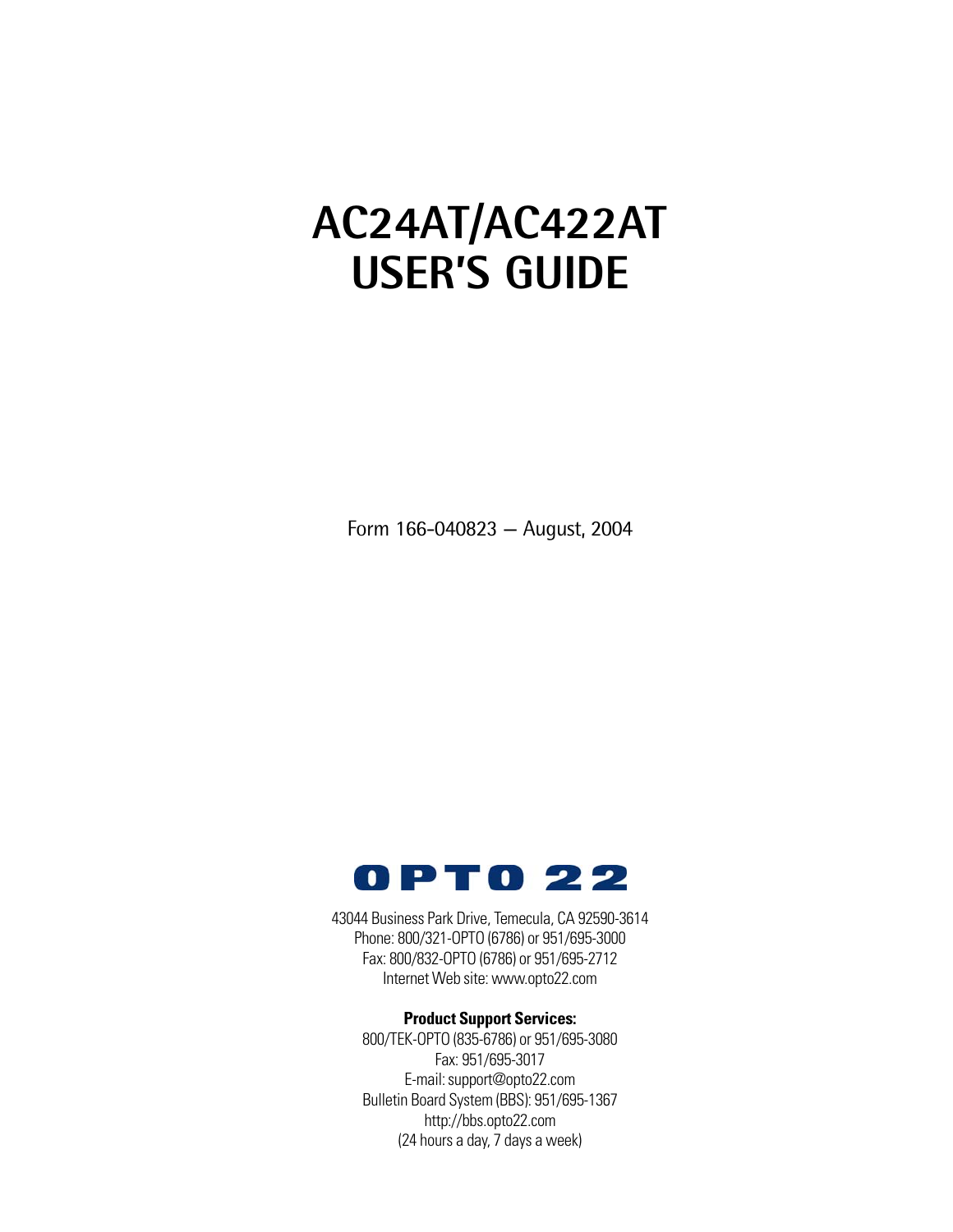# AC24AT/AC422AT USER'S GUIDE

Form 166-040823 — August, 2004

OPTO 22

43044 Business Park Drive, Temecula, CA 92590-3614
Phone: 800/321-OPTO (6786) or 951/695-3000
Fax: 800/832-OPTO (6786) or 951/695-2712
Internet Web site: www.opto22.com

**Product Support Services:**
800/TEK-OPTO (835-6786) or 951/695-3080
Fax: 951/695-3017
E-mail: support@opto22.com
Bulletin Board System (BBS): 951/695-1367
http://bbs.opto22.com
(24 hours a day, 7 days a week)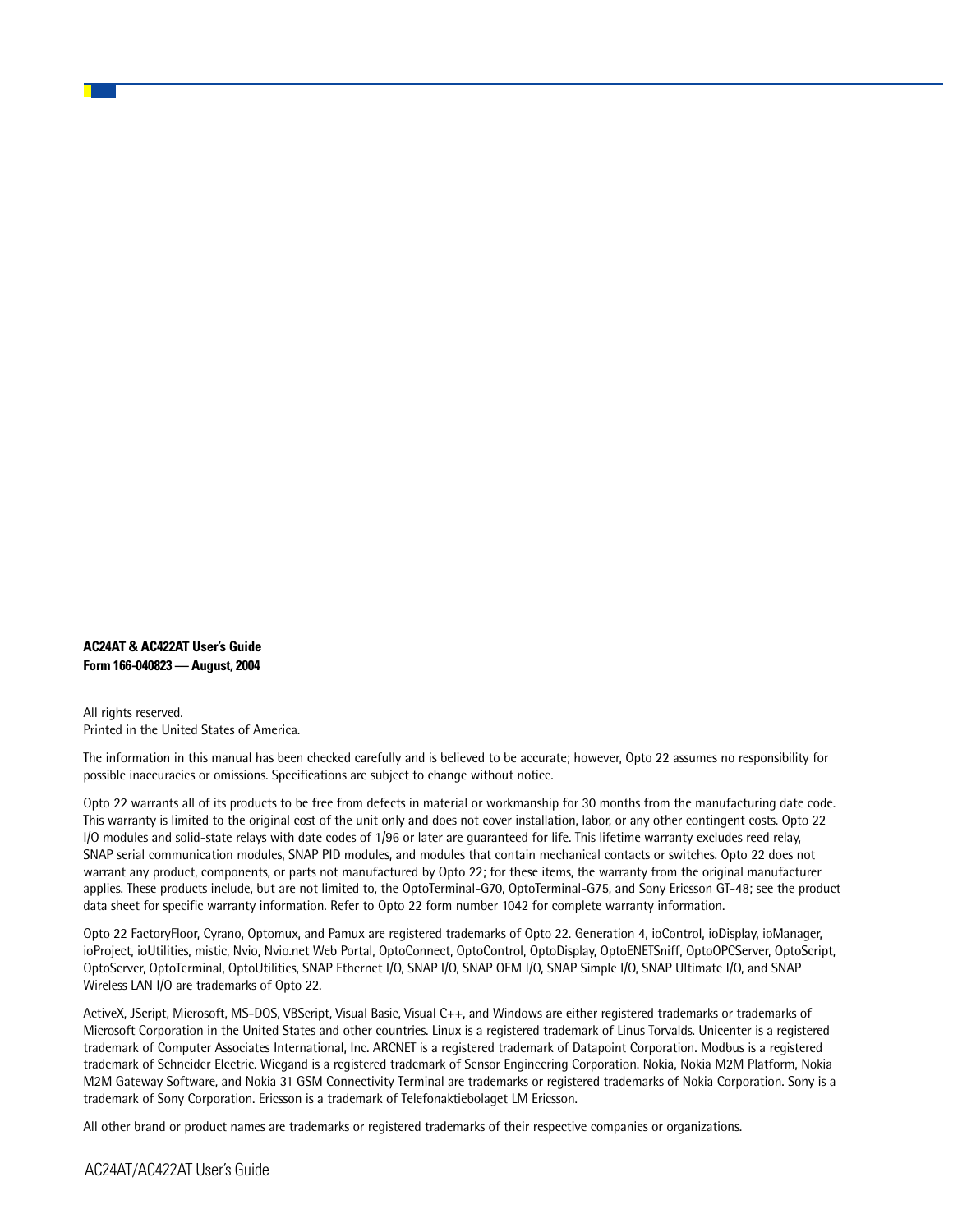**AC24AT & AC422AT User's Guide**
**Form 166-040823 — August, 2004**

All rights reserved.
Printed in the United States of America.

The information in this manual has been checked carefully and is believed to be accurate; however, Opto 22 assumes no responsibility for possible inaccuracies or omissions. Specifications are subject to change without notice.

Opto 22 warrants all of its products to be free from defects in material or workmanship for 30 months from the manufacturing date code. This warranty is limited to the original cost of the unit only and does not cover installation, labor, or any other contingent costs. Opto 22 I/O modules and solid-state relays with date codes of 1/96 or later are guaranteed for life. This lifetime warranty excludes reed relay, SNAP serial communication modules, SNAP PID modules, and modules that contain mechanical contacts or switches. Opto 22 does not warrant any product, components, or parts not manufactured by Opto 22; for these items, the warranty from the original manufacturer applies. These products include, but are not limited to, the OptoTerminal-G70, OptoTerminal-G75, and Sony Ericsson GT-48; see the product data sheet for specific warranty information. Refer to Opto 22 form number 1042 for complete warranty information.

Opto 22 FactoryFloor, Cyrano, Optomux, and Pamux are registered trademarks of Opto 22. Generation 4, ioControl, ioDisplay, ioManager, ioProject, ioUtilities, mistic, Nvio, Nvio.net Web Portal, OptoConnect, OptoControl, OptoDisplay, OptoENETSniff, OptoOPCServer, OptoScript, OptoServer, OptoTerminal, OptoUtilities, SNAP Ethernet I/O, SNAP I/O, SNAP OEM I/O, SNAP Simple I/O, SNAP Ultimate I/O, and SNAP Wireless LAN I/O are trademarks of Opto 22.

ActiveX, JScript, Microsoft, MS-DOS, VBScript, Visual Basic, Visual C++, and Windows are either registered trademarks or trademarks of Microsoft Corporation in the United States and other countries. Linux is a registered trademark of Linus Torvalds. Unicenter is a registered trademark of Computer Associates International, Inc. ARCNET is a registered trademark of Datapoint Corporation. Modbus is a registered trademark of Schneider Electric. Wiegand is a registered trademark of Sensor Engineering Corporation. Nokia, Nokia M2M Platform, Nokia M2M Gateway Software, and Nokia 31 GSM Connectivity Terminal are trademarks or registered trademarks of Nokia Corporation. Sony is a trademark of Sony Corporation. Ericsson is a trademark of Telefonaktiebolaget LM Ericsson.

All other brand or product names are trademarks or registered trademarks of their respective companies or organizations.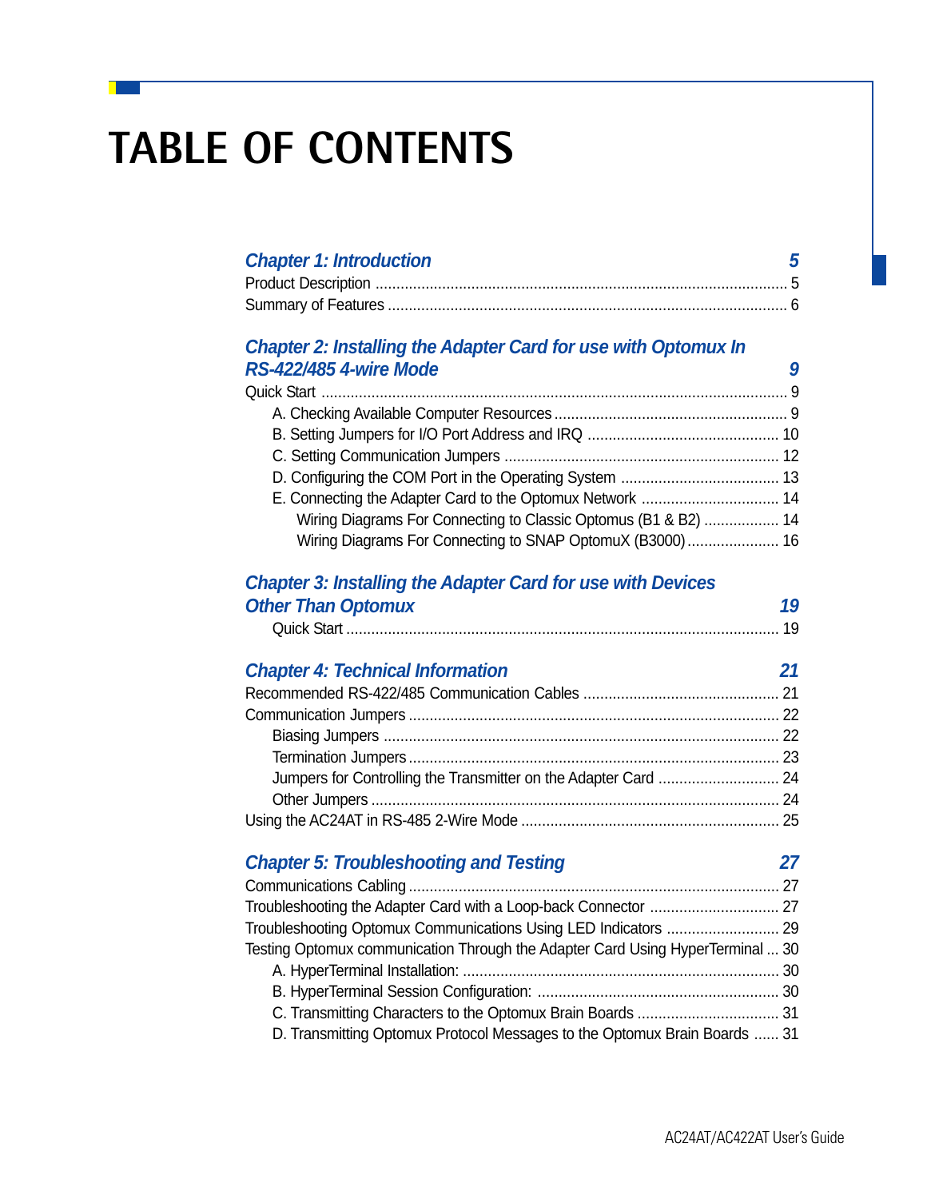# TABLE OF CONTENTS

**Chapter 1: Introduction** ... **5**

Product Description ... 5

Summary of Features ... 6

**Chapter 2: Installing the Adapter Card for use with Optomux In RS-422/485 4-wire Mode** ... **9**

Quick Start ... 9

- A. Checking Available Computer Resources ... 9
- B. Setting Jumpers for I/O Port Address and IRQ ... 10
- C. Setting Communication Jumpers ... 12
- D. Configuring the COM Port in the Operating System ... 13
- E. Connecting the Adapter Card to the Optomux Network ... 14
    - Wiring Diagrams For Connecting to Classic Optomus (B1 & B2) ... 14
    - Wiring Diagrams For Connecting to SNAP OptomuX (B3000) ... 16

**Chapter 3: Installing the Adapter Card for use with Devices Other Than Optomux** ... **19**

- Quick Start ... 19

**Chapter 4: Technical Information** ... **21**

Recommended RS-422/485 Communication Cables ... 21

Communication Jumpers ... 22

- Biasing Jumpers ... 22
- Termination Jumpers ... 23
- Jumpers for Controlling the Transmitter on the Adapter Card ... 24
- Other Jumpers ... 24

Using the AC24AT in RS-485 2-Wire Mode ... 25

**Chapter 5: Troubleshooting and Testing** ... **27**

Communications Cabling ... 27

Troubleshooting the Adapter Card with a Loop-back Connector ... 27

Troubleshooting Optomux Communications Using LED Indicators ... 29

Testing Optomux communication Through the Adapter Card Using HyperTerminal ... 30

- A. HyperTerminal Installation: ... 30
- B. HyperTerminal Session Configuration: ... 30
- C. Transmitting Characters to the Optomux Brain Boards ... 31
- D. Transmitting Optomux Protocol Messages to the Optomux Brain Boards ... 31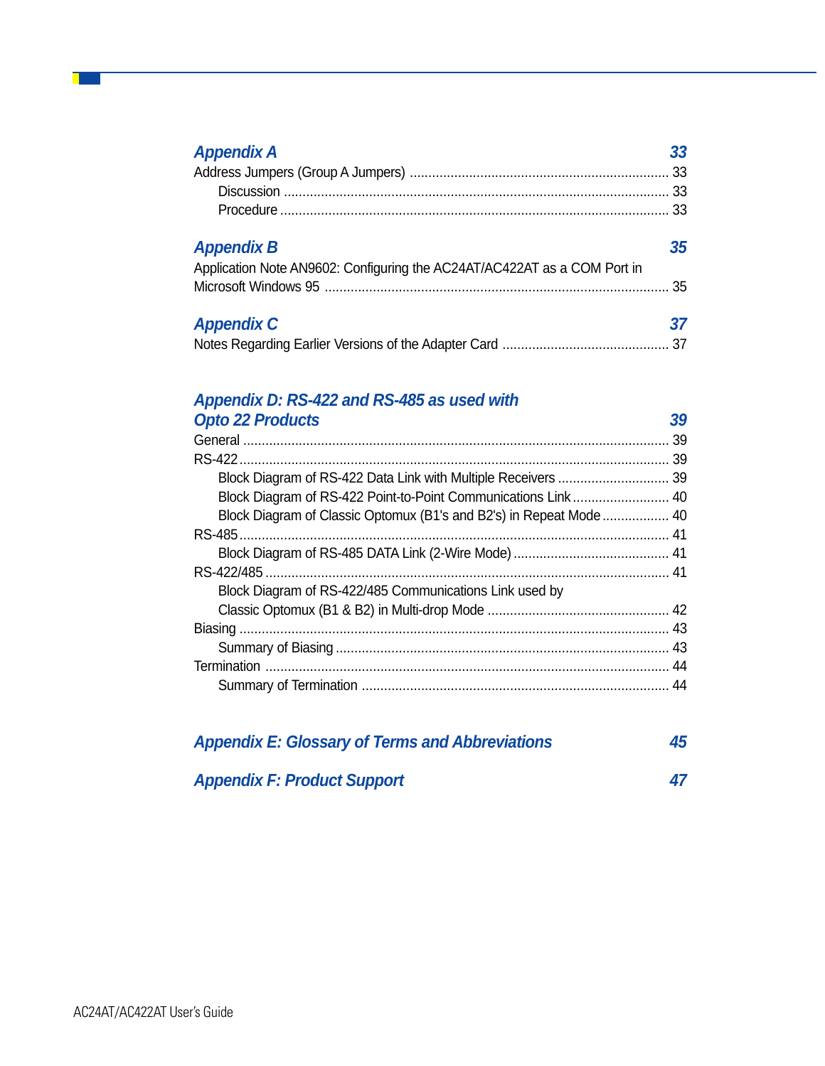| | |
|---|---|
| ***Appendix A*** | ***33*** |
| Address Jumpers (Group A Jumpers) | 33 |
| Discussion | 33 |
| Procedure | 33 |
| ***Appendix B*** | ***35*** |
| Application Note AN9602: Configuring the AC24AT/AC422AT as a COM Port in Microsoft Windows 95 | 35 |
| ***Appendix C*** | ***37*** |
| Notes Regarding Earlier Versions of the Adapter Card | 37 |
| ***Appendix D: RS-422 and RS-485 as used with Opto 22 Products*** | ***39*** |
| General | 39 |
| RS-422 | 39 |
| Block Diagram of RS-422 Data Link with Multiple Receivers | 39 |
| Block Diagram of RS-422 Point-to-Point Communications Link | 40 |
| Block Diagram of Classic Optomux (B1's and B2's) in Repeat Mode | 40 |
| RS-485 | 41 |
| Block Diagram of RS-485 DATA Link (2-Wire Mode) | 41 |
| RS-422/485 | 41 |
| Block Diagram of RS-422/485 Communications Link used by Classic Optomux (B1 & B2) in Multi-drop Mode | 42 |
| Biasing | 43 |
| Summary of Biasing | 43 |
| Termination | 44 |
| Summary of Termination | 44 |
| ***Appendix E: Glossary of Terms and Abbreviations*** | ***45*** |
| ***Appendix F: Product Support*** | ***47*** |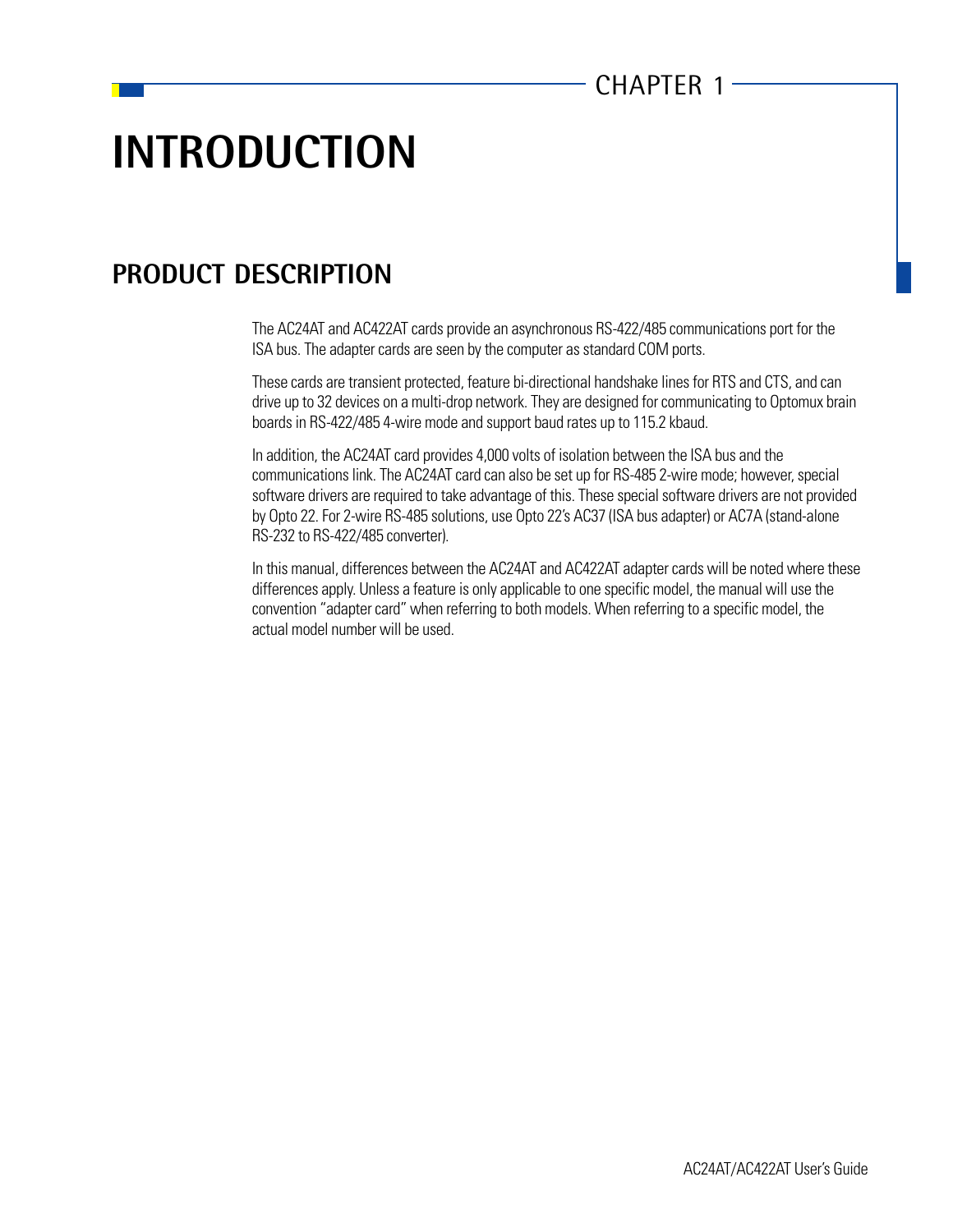CHAPTER 1

# INTRODUCTION

## PRODUCT DESCRIPTION

The AC24AT and AC422AT cards provide an asynchronous RS-422/485 communications port for the ISA bus. The adapter cards are seen by the computer as standard COM ports.

These cards are transient protected, feature bi-directional handshake lines for RTS and CTS, and can drive up to 32 devices on a multi-drop network. They are designed for communicating to Optomux brain boards in RS-422/485 4-wire mode and support baud rates up to 115.2 kbaud.

In addition, the AC24AT card provides 4,000 volts of isolation between the ISA bus and the communications link. The AC24AT card can also be set up for RS-485 2-wire mode; however, special software drivers are required to take advantage of this. These special software drivers are not provided by Opto 22. For 2-wire RS-485 solutions, use Opto 22's AC37 (ISA bus adapter) or AC7A (stand-alone RS-232 to RS-422/485 converter).

In this manual, differences between the AC24AT and AC422AT adapter cards will be noted where these differences apply. Unless a feature is only applicable to one specific model, the manual will use the convention "adapter card" when referring to both models. When referring to a specific model, the actual model number will be used.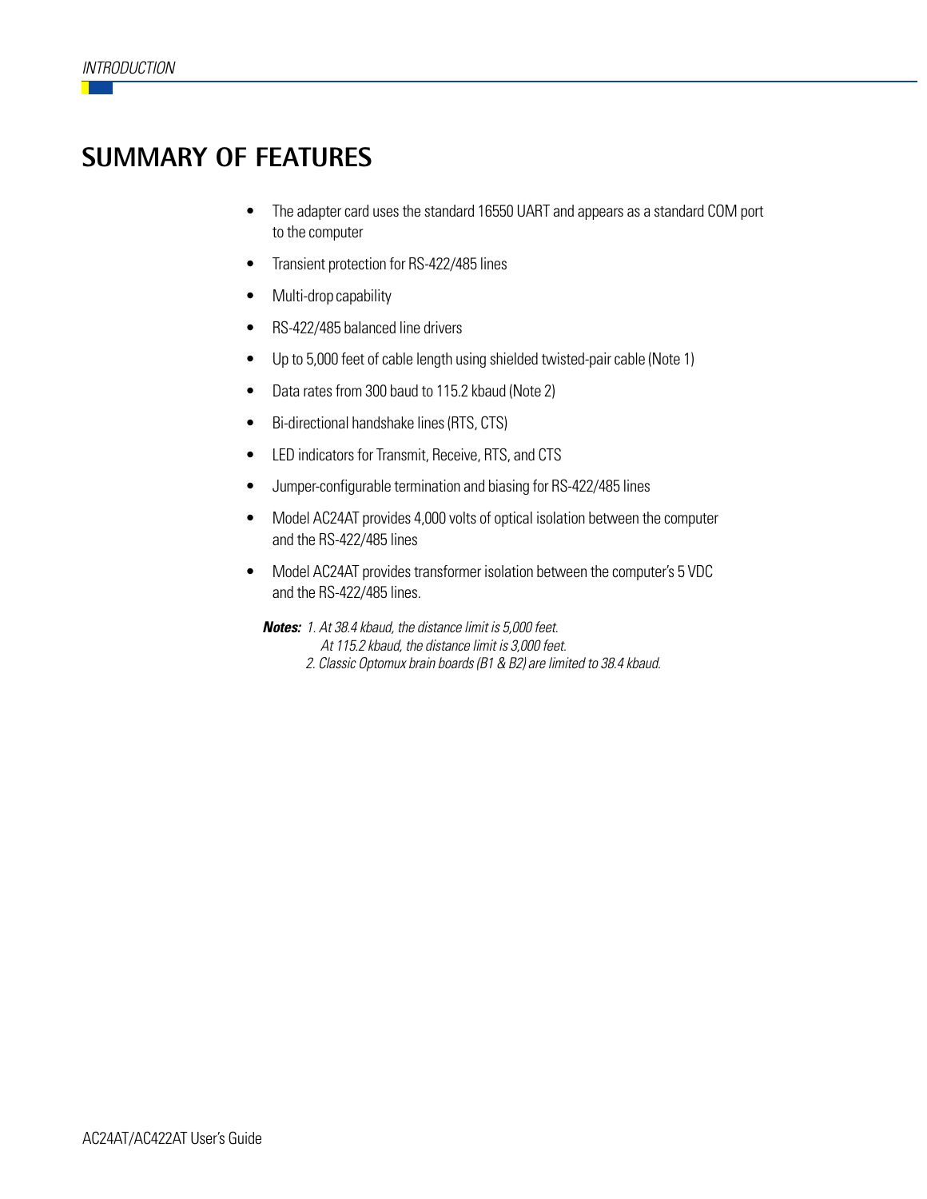## SUMMARY OF FEATURES

- The adapter card uses the standard 16550 UART and appears as a standard COM port to the computer
- Transient protection for RS-422/485 lines
- Multi-drop capability
- RS-422/485 balanced line drivers
- Up to 5,000 feet of cable length using shielded twisted-pair cable (Note 1)
- Data rates from 300 baud to 115.2 kbaud (Note 2)
- Bi-directional handshake lines (RTS, CTS)
- LED indicators for Transmit, Receive, RTS, and CTS
- Jumper-configurable termination and biasing for RS-422/485 lines
- Model AC24AT provides 4,000 volts of optical isolation between the computer and the RS-422/485 lines
- Model AC24AT provides transformer isolation between the computer's 5 VDC and the RS-422/485 lines.

***Notes:*** *1. At 38.4 kbaud, the distance limit is 5,000 feet.*
*At 115.2 kbaud, the distance limit is 3,000 feet.*
*2. Classic Optomux brain boards (B1 & B2) are limited to 38.4 kbaud.*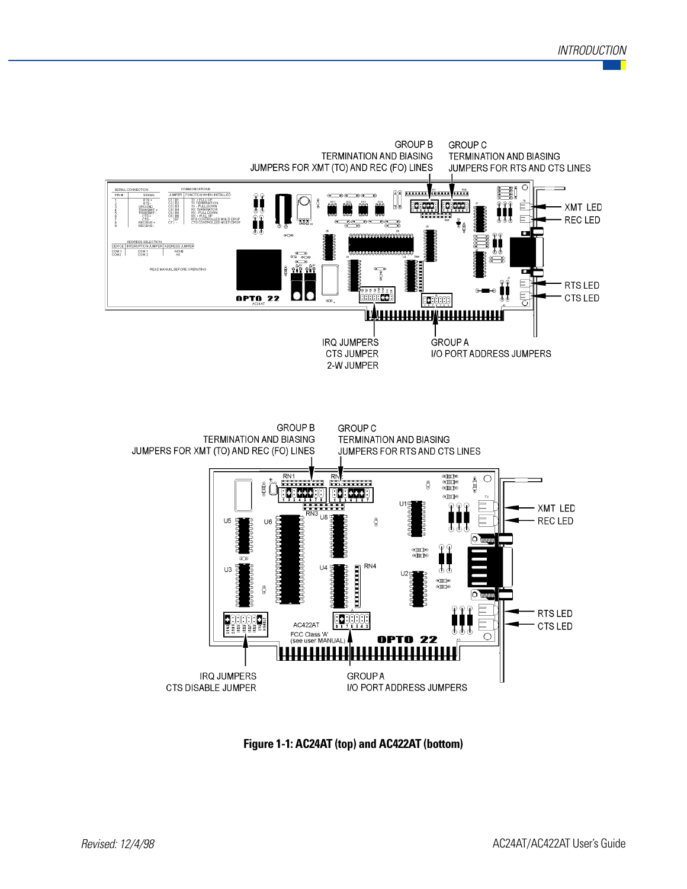GROUP B
TERMINATION AND BIASING
JUMPERS FOR XMT (TO) AND REC (FO) LINES

GROUP C
TERMINATION AND BIASING
JUMPERS FOR RTS AND CTS LINES

XMT LED

REC LED

RTS LED

CTS LED

IRQ JUMPERS
CTS JUMPER
2-W JUMPER

GROUP A
I/O PORT ADDRESS JUMPERS

GROUP B
TERMINATION AND BIASING
JUMPERS FOR XMT (TO) AND REC (FO) LINES

GROUP C
TERMINATION AND BIASING
JUMPERS FOR RTS AND CTS LINES

XMT LED

REC LED

RTS LED

CTS LED

IRQ JUMPERS
CTS DISABLE JUMPER

GROUP A
I/O PORT ADDRESS JUMPERS

**Figure 1-1: AC24AT (top) and AC422AT (bottom)**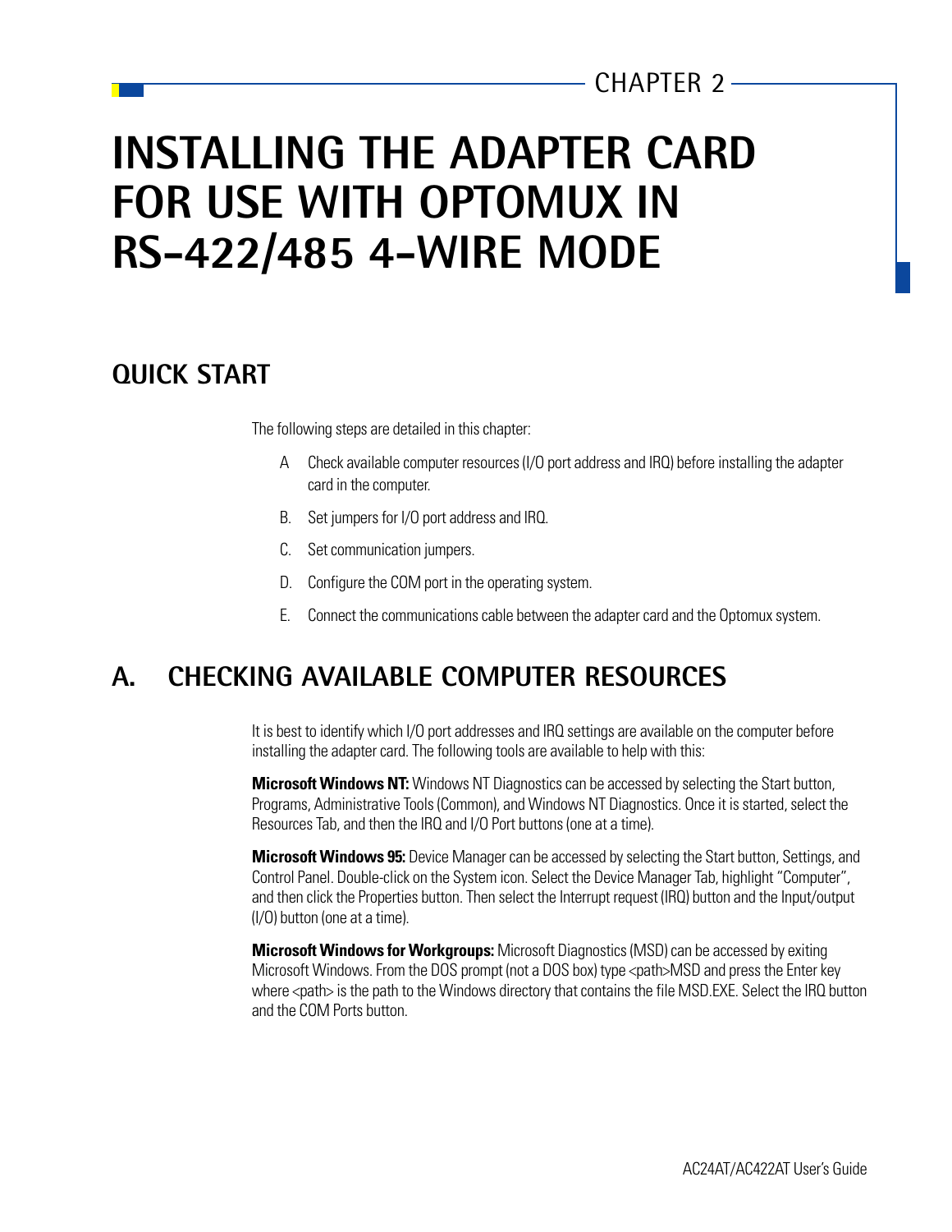CHAPTER 2

# INSTALLING THE ADAPTER CARD FOR USE WITH OPTOMUX IN RS-422/485 4-WIRE MODE

## QUICK START

The following steps are detailed in this chapter:

A Check available computer resources (I/O port address and IRQ) before installing the adapter card in the computer.

B. Set jumpers for I/O port address and IRQ.

C. Set communication jumpers.

D. Configure the COM port in the operating system.

E. Connect the communications cable between the adapter card and the Optomux system.

## A. CHECKING AVAILABLE COMPUTER RESOURCES

It is best to identify which I/O port addresses and IRQ settings are available on the computer before installing the adapter card. The following tools are available to help with this:

**Microsoft Windows NT:** Windows NT Diagnostics can be accessed by selecting the Start button, Programs, Administrative Tools (Common), and Windows NT Diagnostics. Once it is started, select the Resources Tab, and then the IRQ and I/O Port buttons (one at a time).

**Microsoft Windows 95:** Device Manager can be accessed by selecting the Start button, Settings, and Control Panel. Double-click on the System icon. Select the Device Manager Tab, highlight "Computer", and then click the Properties button. Then select the Interrupt request (IRQ) button and the Input/output (I/O) button (one at a time).

**Microsoft Windows for Workgroups:** Microsoft Diagnostics (MSD) can be accessed by exiting Microsoft Windows. From the DOS prompt (not a DOS box) type <path>MSD and press the Enter key where <path> is the path to the Windows directory that contains the file MSD.EXE. Select the IRQ button and the COM Ports button.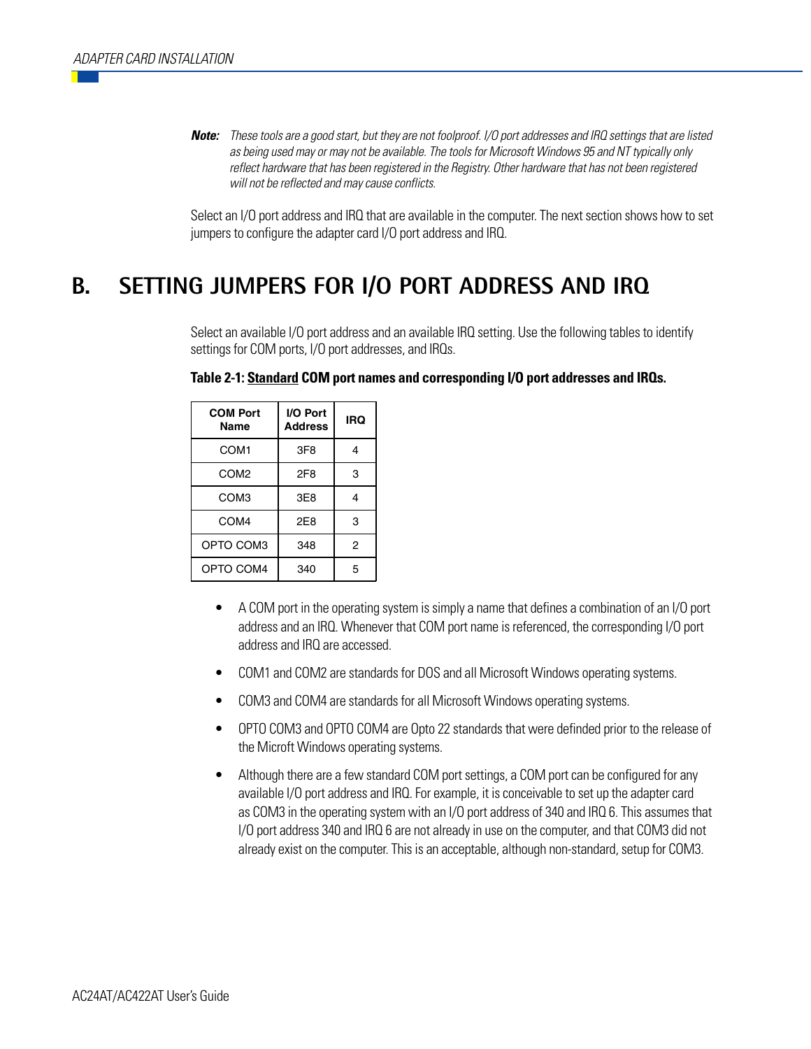**Note:** *These tools are a good start, but they are not foolproof. I/O port addresses and IRQ settings that are listed as being used may or may not be available. The tools for Microsoft Windows 95 and NT typically only reflect hardware that has been registered in the Registry. Other hardware that has not been registered will not be reflected and may cause conflicts.*

Select an I/O port address and IRQ that are available in the computer. The next section shows how to set jumpers to configure the adapter card I/O port address and IRQ.

# B. SETTING JUMPERS FOR I/O PORT ADDRESS AND IRQ

Select an available I/O port address and an available IRQ setting. Use the following tables to identify settings for COM ports, I/O port addresses, and IRQs.

**Table 2-1: Standard COM port names and corresponding I/O port addresses and IRQs.**

| COM Port Name | I/O Port Address | IRQ |
|---|---|---|
| COM1 | 3F8 | 4 |
| COM2 | 2F8 | 3 |
| COM3 | 3E8 | 4 |
| COM4 | 2E8 | 3 |
| OPTO COM3 | 348 | 2 |
| OPTO COM4 | 340 | 5 |

- A COM port in the operating system is simply a name that defines a combination of an I/O port address and an IRQ. Whenever that COM port name is referenced, the corresponding I/O port address and IRQ are accessed.
- COM1 and COM2 are standards for DOS and all Microsoft Windows operating systems.
- COM3 and COM4 are standards for all Microsoft Windows operating systems.
- OPTO COM3 and OPTO COM4 are Opto 22 standards that were definded prior to the release of the Microft Windows operating systems.
- Although there are a few standard COM port settings, a COM port can be configured for any available I/O port address and IRQ. For example, it is conceivable to set up the adapter card as COM3 in the operating system with an I/O port address of 340 and IRQ 6. This assumes that I/O port address 340 and IRQ 6 are not already in use on the computer, and that COM3 did not already exist on the computer. This is an acceptable, although non-standard, setup for COM3.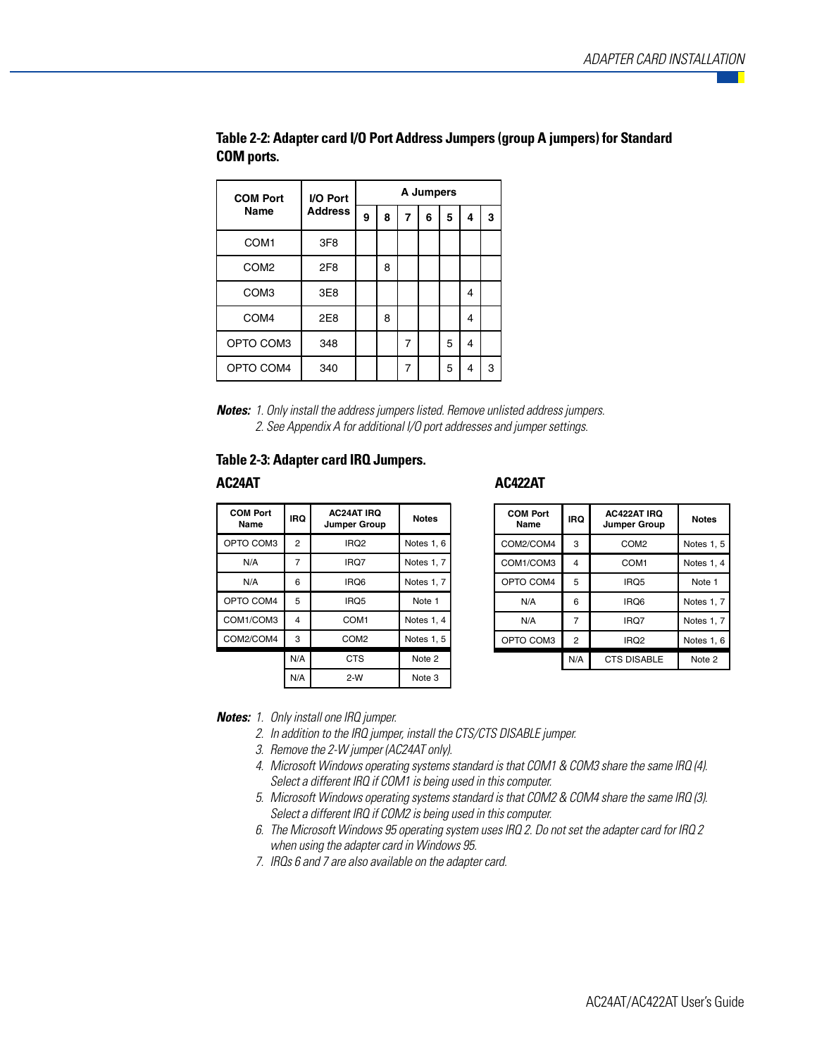**Table 2-2: Adapter card I/O Port Address Jumpers (group A jumpers) for Standard COM ports.**

| COM Port Name | I/O Port Address | A Jumpers | | | | | | |
|---|---|---|---|---|---|---|---|---|
| | | 9 | 8 | 7 | 6 | 5 | 4 | 3 |
| COM1 | 3F8 | | | | | | | |
| COM2 | 2F8 | | 8 | | | | | |
| COM3 | 3E8 | | | | | | 4 | |
| COM4 | 2E8 | | 8 | | | | 4 | |
| OPTO COM3 | 348 | | | 7 | | 5 | 4 | |
| OPTO COM4 | 340 | | | 7 | | 5 | 4 | 3 |

***Notes:*** *1. Only install the address jumpers listed. Remove unlisted address jumpers.*
*2. See Appendix A for additional I/O port addresses and jumper settings.*

**Table 2-3: Adapter card IRQ Jumpers.**

**AC24AT**

| COM Port Name | IRQ | AC24AT IRQ Jumper Group | Notes |
|---|---|---|---|
| OPTO COM3 | 2 | IRQ2 | Notes 1, 6 |
| N/A | 7 | IRQ7 | Notes 1, 7 |
| N/A | 6 | IRQ6 | Notes 1, 7 |
| OPTO COM4 | 5 | IRQ5 | Note 1 |
| COM1/COM3 | 4 | COM1 | Notes 1, 4 |
| COM2/COM4 | 3 | COM2 | Notes 1, 5 |
| | N/A | CTS | Note 2 |
| | N/A | 2-W | Note 3 |

**AC422AT**

| COM Port Name | IRQ | AC422AT IRQ Jumper Group | Notes |
|---|---|---|---|
| COM2/COM4 | 3 | COM2 | Notes 1, 5 |
| COM1/COM3 | 4 | COM1 | Notes 1, 4 |
| OPTO COM4 | 5 | IRQ5 | Note 1 |
| N/A | 6 | IRQ6 | Notes 1, 7 |
| N/A | 7 | IRQ7 | Notes 1, 7 |
| OPTO COM3 | 2 | IRQ2 | Notes 1, 6 |
| | N/A | CTS DISABLE | Note 2 |

***Notes:***
1. *Only install one IRQ jumper.*
2. *In addition to the IRQ jumper, install the CTS/CTS DISABLE jumper.*
3. *Remove the 2-W jumper (AC24AT only).*
4. *Microsoft Windows operating systems standard is that COM1 & COM3 share the same IRQ (4). Select a different IRQ if COM1 is being used in this computer.*
5. *Microsoft Windows operating systems standard is that COM2 & COM4 share the same IRQ (3). Select a different IRQ if COM2 is being used in this computer.*
6. *The Microsoft Windows 95 operating system uses IRQ 2. Do not set the adapter card for IRQ 2 when using the adapter card in Windows 95.*
7. *IRQs 6 and 7 are also available on the adapter card.*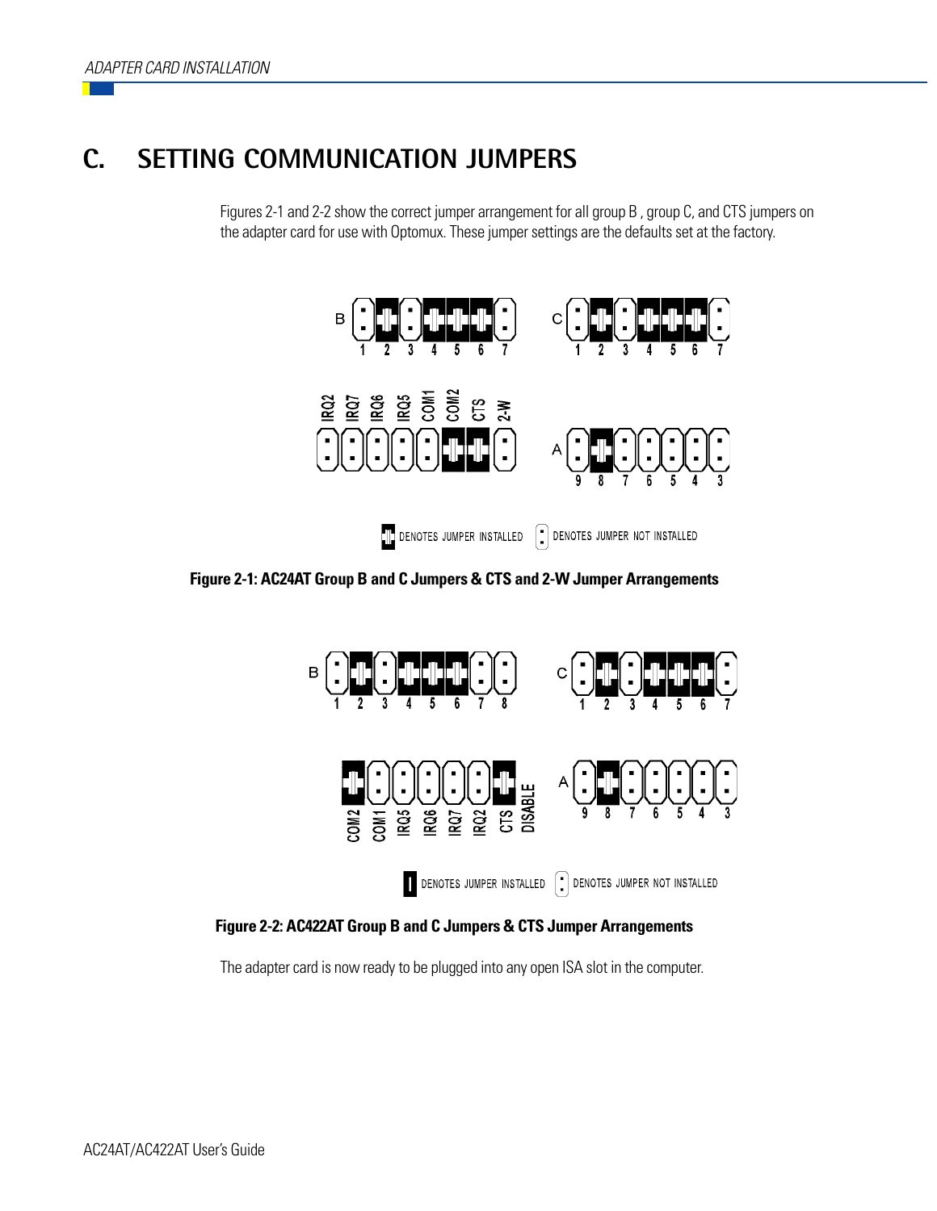## C. SETTING COMMUNICATION JUMPERS

Figures 2-1 and 2-2 show the correct jumper arrangement for all group B , group C, and CTS jumpers on the adapter card for use with Optomux. These jumper settings are the defaults set at the factory.

Figure 2-1: AC24AT Group B and C Jumpers & CTS and 2-W Jumper Arrangements

Figure 2-2: AC422AT Group B and C Jumpers & CTS Jumper Arrangements

The adapter card is now ready to be plugged into any open ISA slot in the computer.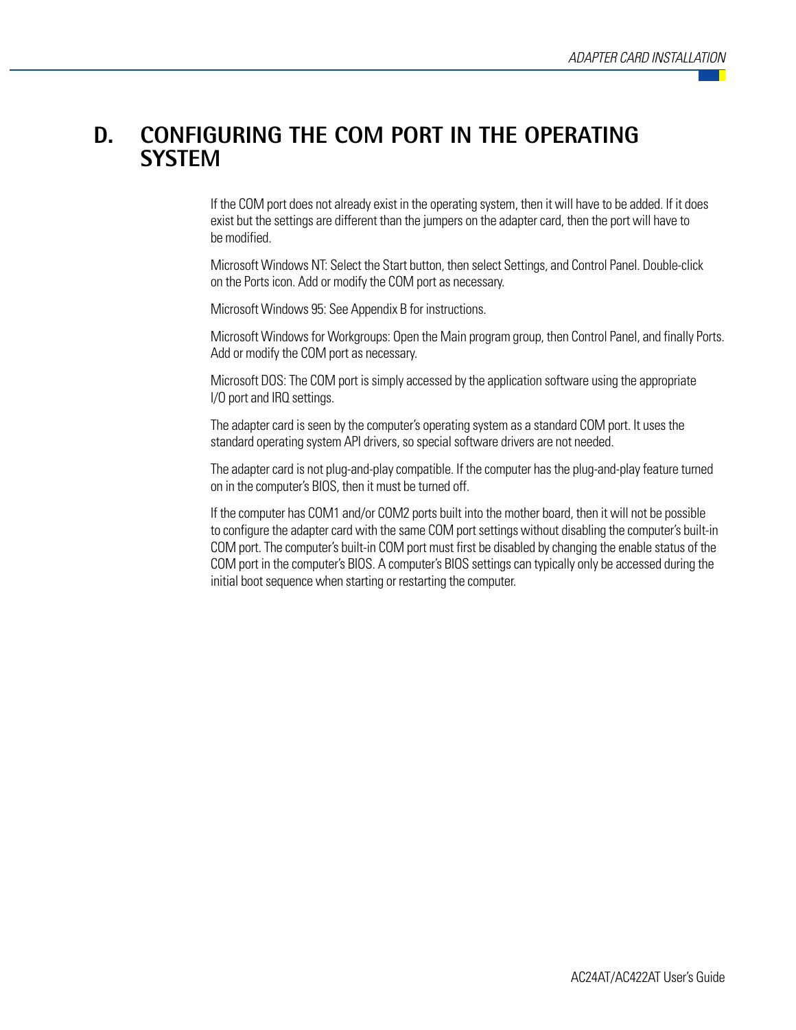## D. CONFIGURING THE COM PORT IN THE OPERATING SYSTEM

If the COM port does not already exist in the operating system, then it will have to be added. If it does exist but the settings are different than the jumpers on the adapter card, then the port will have to be modified.

Microsoft Windows NT: Select the Start button, then select Settings, and Control Panel. Double-click on the Ports icon. Add or modify the COM port as necessary.

Microsoft Windows 95: See Appendix B for instructions.

Microsoft Windows for Workgroups: Open the Main program group, then Control Panel, and finally Ports. Add or modify the COM port as necessary.

Microsoft DOS: The COM port is simply accessed by the application software using the appropriate I/O port and IRQ settings.

The adapter card is seen by the computer's operating system as a standard COM port. It uses the standard operating system API drivers, so special software drivers are not needed.

The adapter card is not plug-and-play compatible. If the computer has the plug-and-play feature turned on in the computer's BIOS, then it must be turned off.

If the computer has COM1 and/or COM2 ports built into the mother board, then it will not be possible to configure the adapter card with the same COM port settings without disabling the computer's built-in COM port. The computer's built-in COM port must first be disabled by changing the enable status of the COM port in the computer's BIOS. A computer's BIOS settings can typically only be accessed during the initial boot sequence when starting or restarting the computer.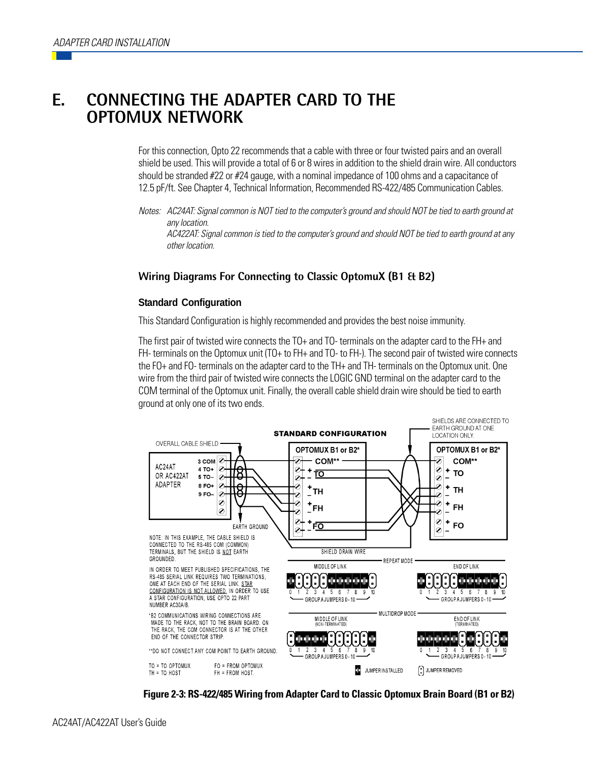# E. CONNECTING THE ADAPTER CARD TO THE OPTOMUX NETWORK

For this connection, Opto 22 recommends that a cable with three or four twisted pairs and an overall shield be used. This will provide a total of 6 or 8 wires in addition to the shield drain wire. All conductors should be stranded #22 or #24 gauge, with a nominal impedance of 100 ohms and a capacitance of 12.5 pF/ft. See Chapter 4, Technical Information, Recommended RS-422/485 Communication Cables.

*Notes: AC24AT: Signal common is NOT tied to the computer's ground and should NOT be tied to earth ground at any location.*
*AC422AT: Signal common is tied to the computer's ground and should NOT be tied to earth ground at any other location.*

## Wiring Diagrams For Connecting to Classic OptomuX (B1 & B2)

### Standard Configuration

This Standard Configuration is highly recommended and provides the best noise immunity.

The first pair of twisted wire connects the TO+ and TO- terminals on the adapter card to the FH+ and FH- terminals on the Optomux unit (TO+ to FH+ and TO- to FH-). The second pair of twisted wire connects the FO+ and FO- terminals on the adapter card to the TH+ and TH- terminals on the Optomux unit. One wire from the third pair of twisted wire connects the LOGIC GND terminal on the adapter card to the COM terminal of the Optomux unit. Finally, the overall cable shield drain wire should be tied to earth ground at only one of its two ends.

STANDARD CONFIGURATION

AC24AT OR AC422AT ADAPTER: 3 COM, 4 TO+, 5 TO–, 8 FO+, 9 FO–

OVERALL CABLE SHIELD — EARTH GROUND — SHIELD DRAIN WIRE

OPTOMUX B1 or B2*: COM**, TO, TH, FH, FO

SHIELDS ARE CONNECTED TO EARTH GROUND AT ONE LOCATION ONLY.

NOTE: IN THIS EXAMPLE, THE CABLE SHIELD IS CONNECTED TO THE RS-485 COM (COMMON) TERMINALS, BUT THE SHIELD IS NOT EARTH GROUNDED.

IN ORDER TO MEET PUBLISHED SPECIFICATIONS, THE RS-485 SERIAL LINK REQUIRES TWO TERMINATIONS, ONE AT EACH END OF THE SERIAL LINK. STAR CONFIGURATION IS NOT ALLOWED. IN ORDER TO USE A STAR CONFIGURATION, USE OPTO 22 PART NUMBER AC30A/B.

*B2 COMMUNICATIONS WIRING CONNECTIONS ARE MADE TO THE RACK, NOT TO THE BRAIN BOARD. ON THE RACK, THE COM CONNECTOR IS AT THE OTHER END OF THE CONNECTOR STRIP.

**DO NOT CONNECT ANY COM POINT TO EARTH GROUND.

TO = TO OPTOMUX  FO = FROM OPTOMUX
TH = TO HOST  FH = FROM HOST.

REPEAT MODE: MIDDLE OF LINK / END OF LINK — GROUP A JUMPERS 0 - 10

MULTIDROP MODE: MIDDLE OF LINK (NON-TERMINATED) / END OF LINK (TERMINATED) — GROUP A JUMPERS 0 - 10

JUMPER INSTALLED / JUMPER REMOVED

**Figure 2-3: RS-422/485 Wiring from Adapter Card to Classic Optomux Brain Board (B1 or B2)**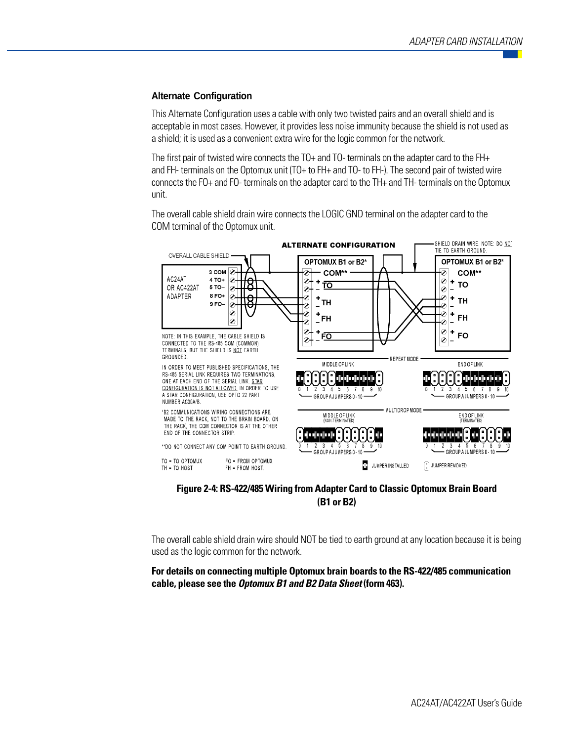### Alternate Configuration

This Alternate Configuration uses a cable with only two twisted pairs and an overall shield and is acceptable in most cases. However, it provides less noise immunity because the shield is not used as a shield; it is used as a convenient extra wire for the logic common for the network.

The first pair of twisted wire connects the TO+ and TO- terminals on the adapter card to the FH+ and FH- terminals on the Optomux unit (TO+ to FH+ and TO- to FH-). The second pair of twisted wire connects the FO+ and FO- terminals on the adapter card to the TH+ and TH- terminals on the Optomux unit.

The overall cable shield drain wire connects the LOGIC GND terminal on the adapter card to the COM terminal of the Optomux unit.

**Figure 2-4: RS-422/485 Wiring from Adapter Card to Classic Optomux Brain Board (B1 or B2)**

The overall cable shield drain wire should NOT be tied to earth ground at any location because it is being used as the logic common for the network.

**For details on connecting multiple Optomux brain boards to the RS-422/485 communication cable, please see the *Optomux B1 and B2 Data Sheet* (form 463).**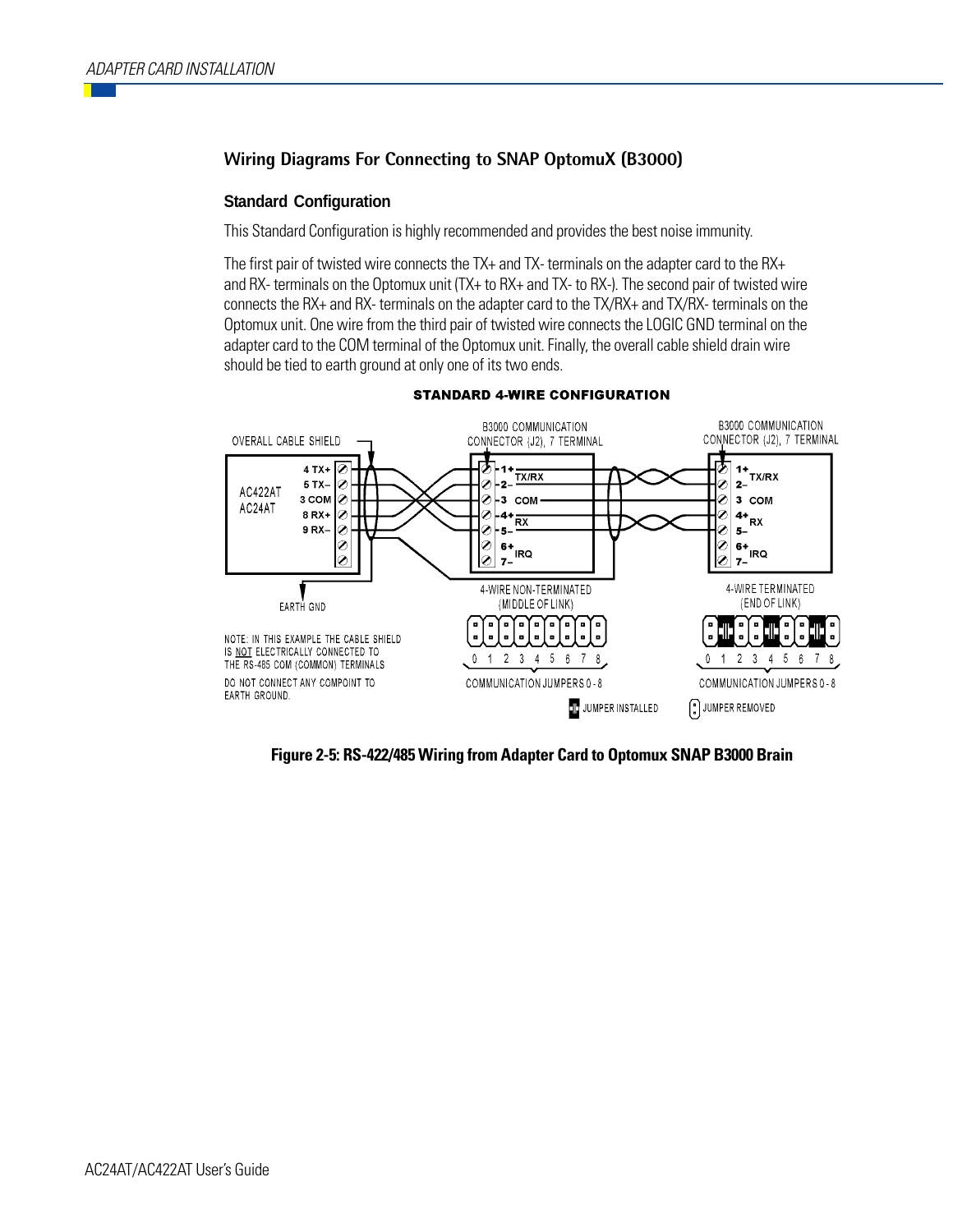## Wiring Diagrams For Connecting to SNAP OptomuX (B3000)

### Standard Configuration

This Standard Configuration is highly recommended and provides the best noise immunity.

The first pair of twisted wire connects the TX+ and TX- terminals on the adapter card to the RX+ and RX- terminals on the Optomux unit (TX+ to RX+ and TX- to RX-). The second pair of twisted wire connects the RX+ and RX- terminals on the adapter card to the TX/RX+ and TX/RX- terminals on the Optomux unit. One wire from the third pair of twisted wire connects the LOGIC GND terminal on the adapter card to the COM terminal of the Optomux unit. Finally, the overall cable shield drain wire should be tied to earth ground at only one of its two ends.

STANDARD 4-WIRE CONFIGURATION

OVERALL CABLE SHIELD

AC422AT
AC24AT

4 TX+
5 TX–
3 COM
8 RX+
9 RX–

EARTH GND

B3000 COMMUNICATION CONNECTOR (J2), 7 TERMINAL

1+ TX/RX 2–
3 COM
4+ RX 5–
6+ IRQ 7–

4-WIRE NON-TERMINATED (MIDDLE OF LINK)

0 1 2 3 4 5 6 7 8

COMMUNICATION JUMPERS 0 - 8

B3000 COMMUNICATION CONNECTOR (J2), 7 TERMINAL

1+ TX/RX 2–
3 COM
4+ RX 5–
6+ IRQ 7–

4-WIRE TERMINATED (END OF LINK)

0 1 2 3 4 5 6 7 8

COMMUNICATION JUMPERS 0 - 8

NOTE: IN THIS EXAMPLE THE CABLE SHIELD IS NOT ELECTRICALLY CONNECTED TO THE RS-485 COM (COMMON) TERMINALS

DO NOT CONNECT ANY COMPOINT TO EARTH GROUND.

JUMPER INSTALLED    JUMPER REMOVED

**Figure 2-5: RS-422/485 Wiring from Adapter Card to Optomux SNAP B3000 Brain**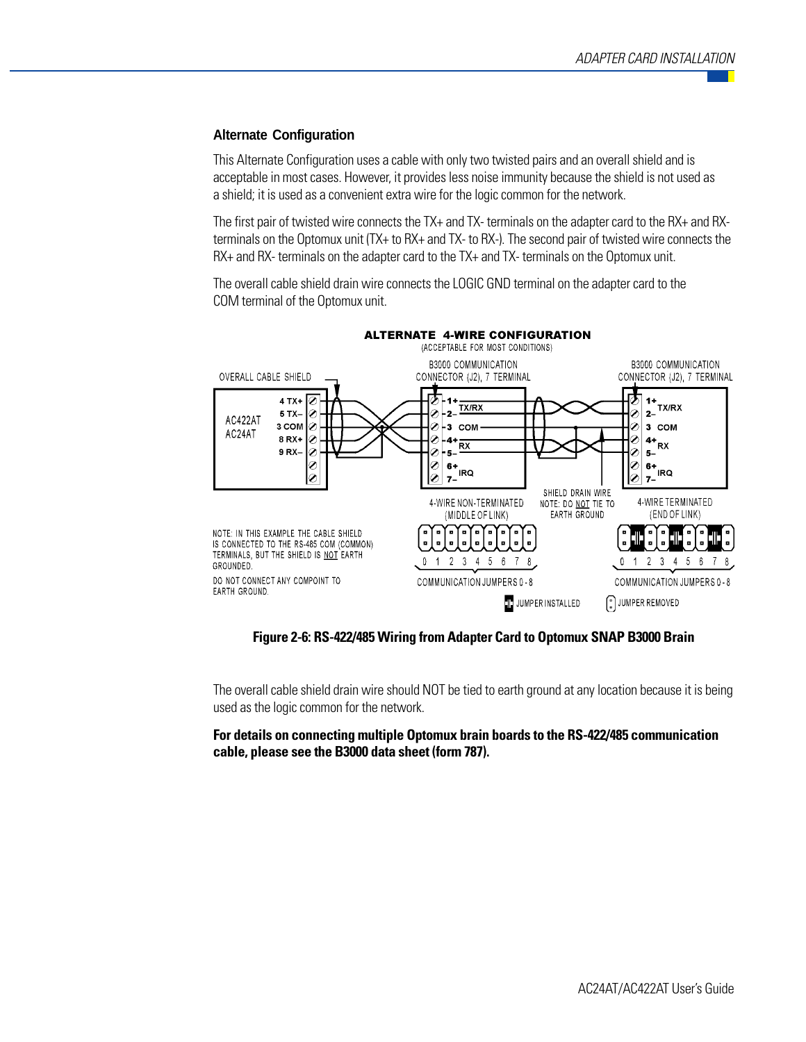### Alternate Configuration

This Alternate Configuration uses a cable with only two twisted pairs and an overall shield and is acceptable in most cases. However, it provides less noise immunity because the shield is not used as a shield; it is used as a convenient extra wire for the logic common for the network.

The first pair of twisted wire connects the TX+ and TX- terminals on the adapter card to the RX+ and RX- terminals on the Optomux unit (TX+ to RX+ and TX- to RX-). The second pair of twisted wire connects the RX+ and RX- terminals on the adapter card to the TX+ and TX- terminals on the Optomux unit.

The overall cable shield drain wire connects the LOGIC GND terminal on the adapter card to the COM terminal of the Optomux unit.

**Figure 2-6: RS-422/485 Wiring from Adapter Card to Optomux SNAP B3000 Brain**

The overall cable shield drain wire should NOT be tied to earth ground at any location because it is being used as the logic common for the network.

**For details on connecting multiple Optomux brain boards to the RS-422/485 communication cable, please see the B3000 data sheet (form 787).**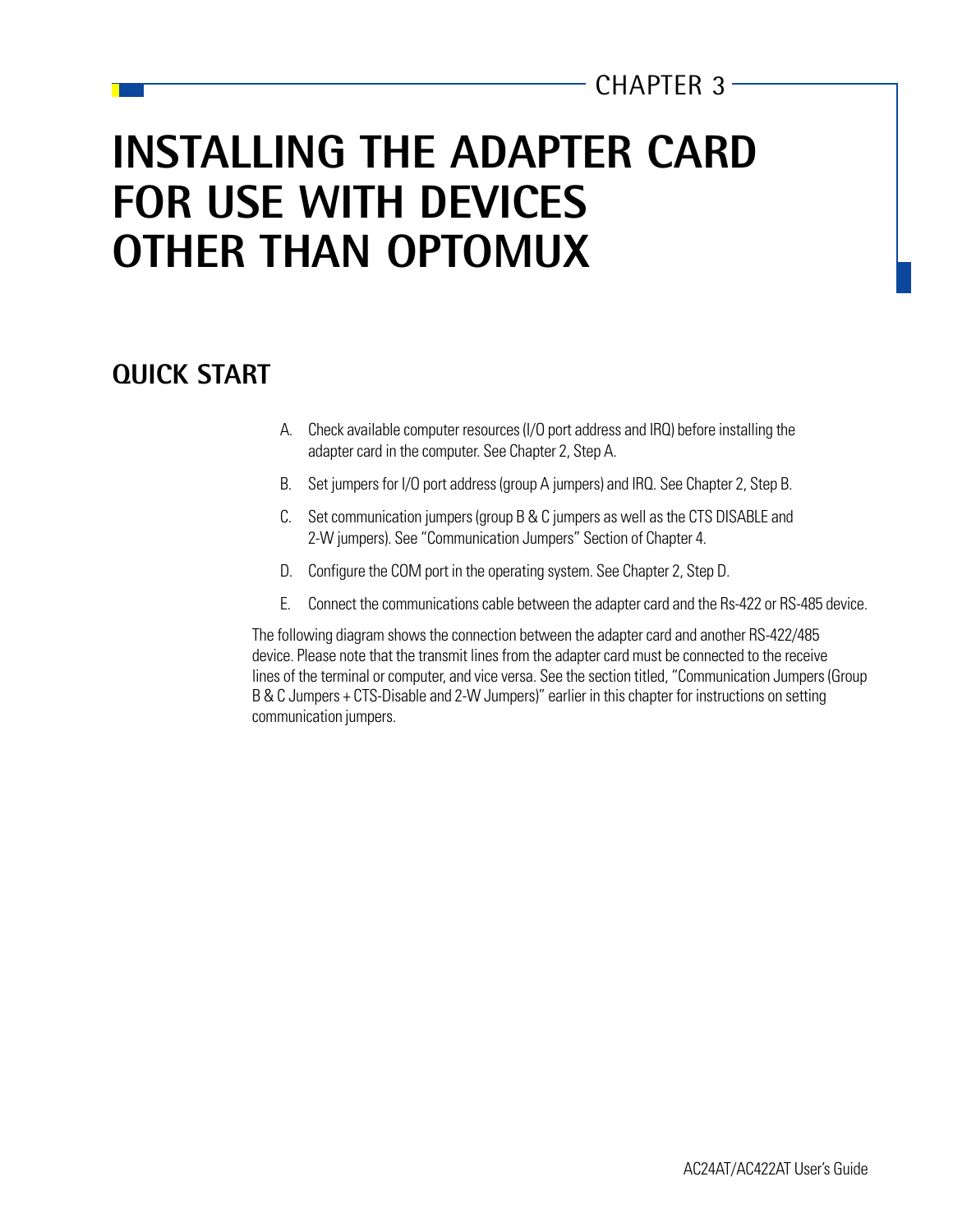CHAPTER 3

# INSTALLING THE ADAPTER CARD FOR USE WITH DEVICES OTHER THAN OPTOMUX

## QUICK START

A. Check available computer resources (I/O port address and IRQ) before installing the adapter card in the computer. See Chapter 2, Step A.

B. Set jumpers for I/O port address (group A jumpers) and IRQ. See Chapter 2, Step B.

C. Set communication jumpers (group B & C jumpers as well as the CTS DISABLE and 2-W jumpers). See "Communication Jumpers" Section of Chapter 4.

D. Configure the COM port in the operating system. See Chapter 2, Step D.

E. Connect the communications cable between the adapter card and the Rs-422 or RS-485 device.

The following diagram shows the connection between the adapter card and another RS-422/485 device. Please note that the transmit lines from the adapter card must be connected to the receive lines of the terminal or computer, and vice versa. See the section titled, "Communication Jumpers (Group B & C Jumpers + CTS-Disable and 2-W Jumpers)" earlier in this chapter for instructions on setting communication jumpers.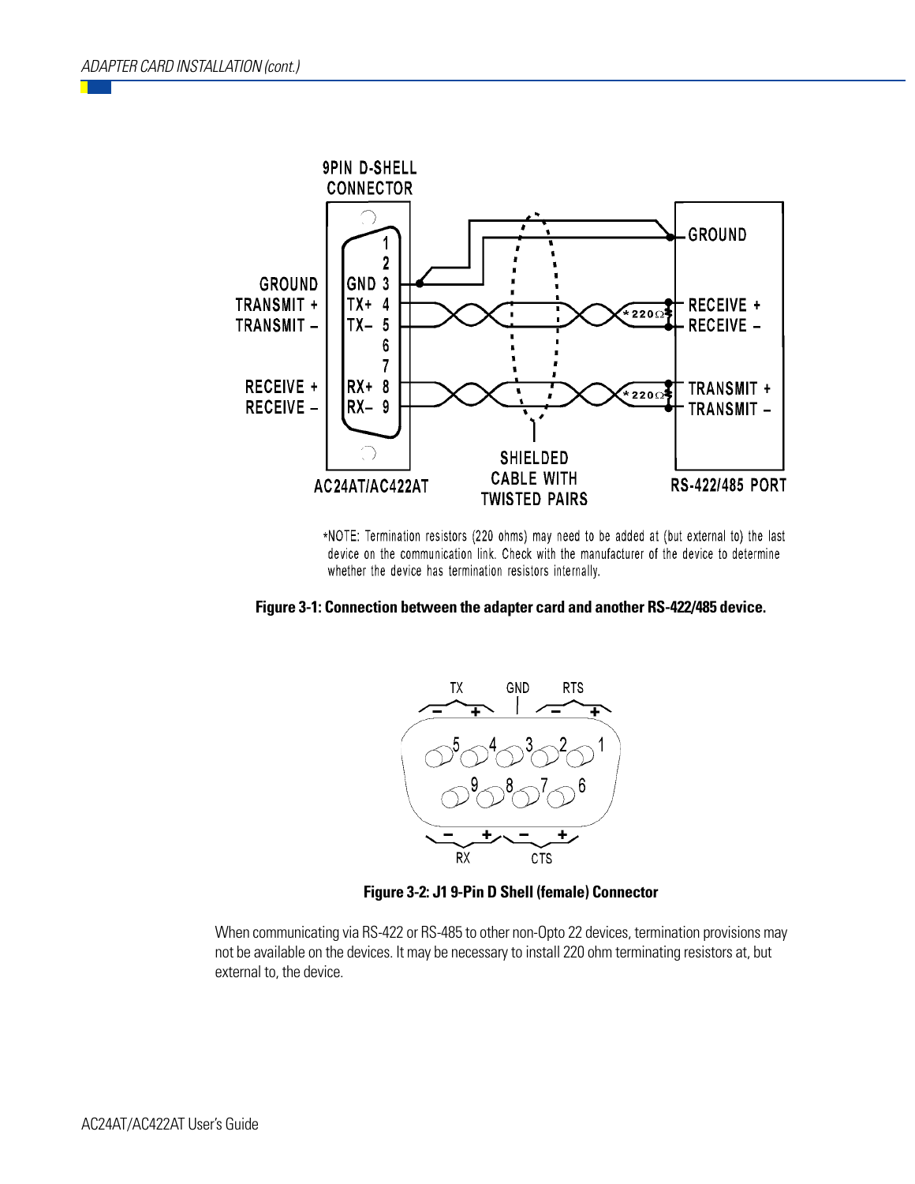*NOTE: Termination resistors (220 ohms) may need to be added at (but external to) the last device on the communication link. Check with the manufacturer of the device to determine whether the device has termination resistors internally.

**Figure 3-1: Connection between the adapter card and another RS-422/485 device.**

**Figure 3-2: J1 9-Pin D Shell (female) Connector**

When communicating via RS-422 or RS-485 to other non-Opto 22 devices, termination provisions may not be available on the devices. It may be necessary to install 220 ohm terminating resistors at, but external to, the device.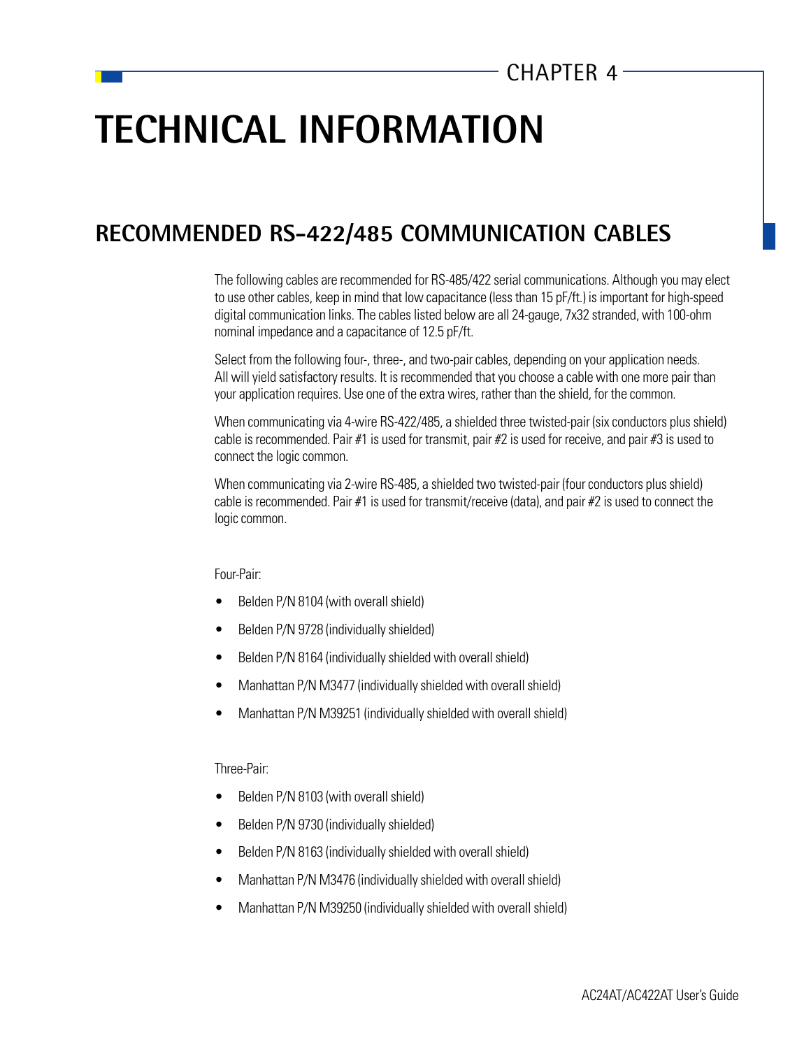CHAPTER 4

# TECHNICAL INFORMATION

## RECOMMENDED RS-422/485 COMMUNICATION CABLES

The following cables are recommended for RS-485/422 serial communications. Although you may elect to use other cables, keep in mind that low capacitance (less than 15 pF/ft.) is important for high-speed digital communication links. The cables listed below are all 24-gauge, 7x32 stranded, with 100-ohm nominal impedance and a capacitance of 12.5 pF/ft.

Select from the following four-, three-, and two-pair cables, depending on your application needs. All will yield satisfactory results. It is recommended that you choose a cable with one more pair than your application requires. Use one of the extra wires, rather than the shield, for the common.

When communicating via 4-wire RS-422/485, a shielded three twisted-pair (six conductors plus shield) cable is recommended. Pair #1 is used for transmit, pair #2 is used for receive, and pair #3 is used to connect the logic common.

When communicating via 2-wire RS-485, a shielded two twisted-pair (four conductors plus shield) cable is recommended. Pair #1 is used for transmit/receive (data), and pair #2 is used to connect the logic common.

Four-Pair:

- Belden P/N 8104 (with overall shield)
- Belden P/N 9728 (individually shielded)
- Belden P/N 8164 (individually shielded with overall shield)
- Manhattan P/N M3477 (individually shielded with overall shield)
- Manhattan P/N M39251 (individually shielded with overall shield)

Three-Pair:

- Belden P/N 8103 (with overall shield)
- Belden P/N 9730 (individually shielded)
- Belden P/N 8163 (individually shielded with overall shield)
- Manhattan P/N M3476 (individually shielded with overall shield)
- Manhattan P/N M39250 (individually shielded with overall shield)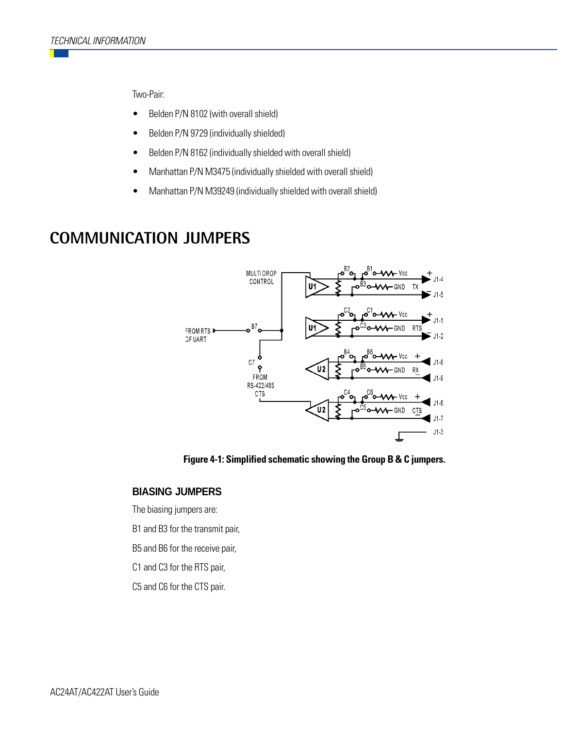Two-Pair:

- Belden P/N 8102 (with overall shield)
- Belden P/N 9729 (individually shielded)
- Belden P/N 8162 (individually shielded with overall shield)
- Manhattan P/N M3475 (individually shielded with overall shield)
- Manhattan P/N M39249 (individually shielded with overall shield)

# COMMUNICATION JUMPERS

**Figure 4-1: Simplified schematic showing the Group B & C jumpers.**

### BIASING JUMPERS

The biasing jumpers are:

B1 and B3 for the transmit pair,

B5 and B6 for the receive pair,

C1 and C3 for the RTS pair,

C5 and C6 for the CTS pair.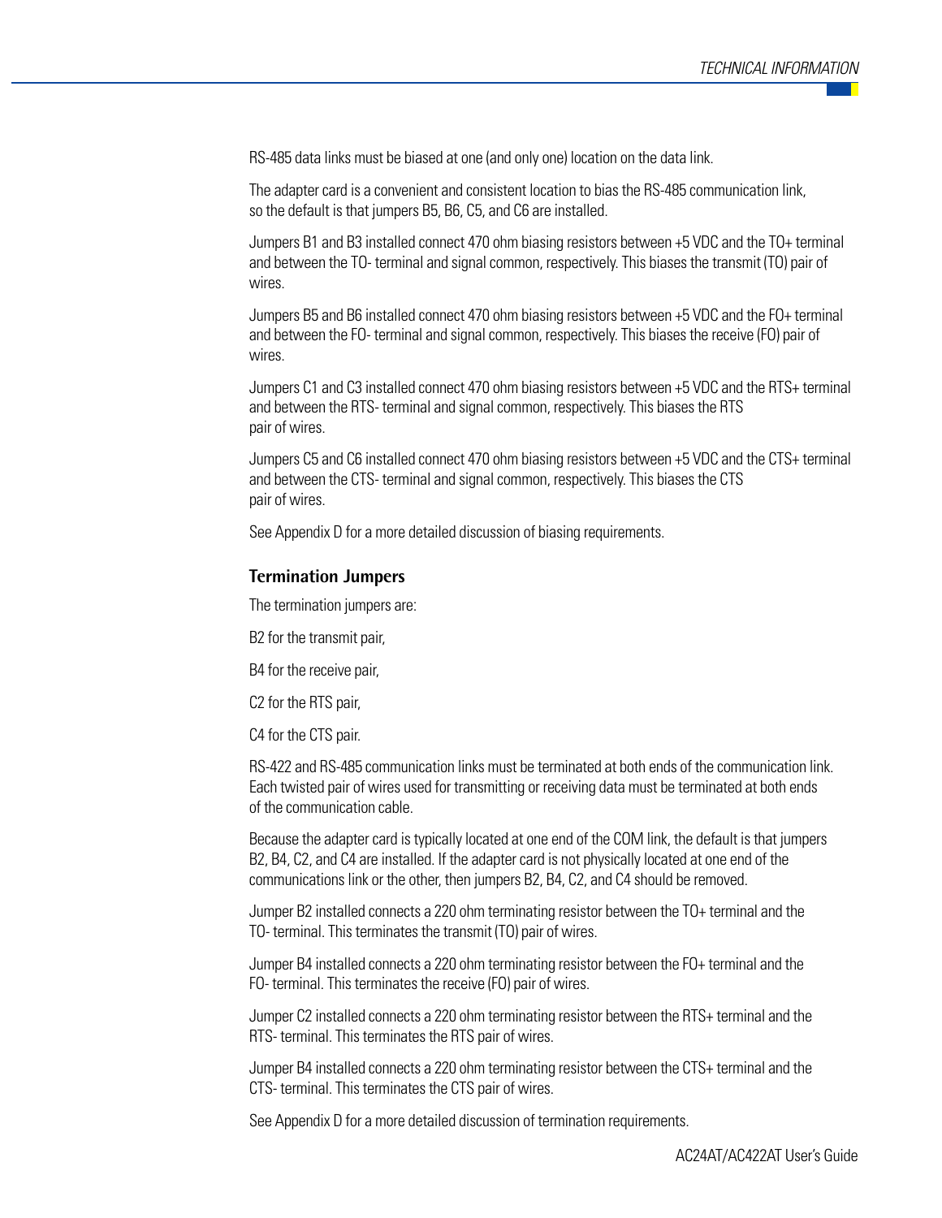RS-485 data links must be biased at one (and only one) location on the data link.

The adapter card is a convenient and consistent location to bias the RS-485 communication link, so the default is that jumpers B5, B6, C5, and C6 are installed.

Jumpers B1 and B3 installed connect 470 ohm biasing resistors between +5 VDC and the TO+ terminal and between the TO- terminal and signal common, respectively. This biases the transmit (TO) pair of wires.

Jumpers B5 and B6 installed connect 470 ohm biasing resistors between +5 VDC and the FO+ terminal and between the FO- terminal and signal common, respectively. This biases the receive (FO) pair of wires.

Jumpers C1 and C3 installed connect 470 ohm biasing resistors between +5 VDC and the RTS+ terminal and between the RTS- terminal and signal common, respectively. This biases the RTS pair of wires.

Jumpers C5 and C6 installed connect 470 ohm biasing resistors between +5 VDC and the CTS+ terminal and between the CTS- terminal and signal common, respectively. This biases the CTS pair of wires.

See Appendix D for a more detailed discussion of biasing requirements.

### Termination Jumpers

The termination jumpers are:

B2 for the transmit pair,

B4 for the receive pair,

C2 for the RTS pair,

C4 for the CTS pair.

RS-422 and RS-485 communication links must be terminated at both ends of the communication link. Each twisted pair of wires used for transmitting or receiving data must be terminated at both ends of the communication cable.

Because the adapter card is typically located at one end of the COM link, the default is that jumpers B2, B4, C2, and C4 are installed. If the adapter card is not physically located at one end of the communications link or the other, then jumpers B2, B4, C2, and C4 should be removed.

Jumper B2 installed connects a 220 ohm terminating resistor between the TO+ terminal and the TO- terminal. This terminates the transmit (TO) pair of wires.

Jumper B4 installed connects a 220 ohm terminating resistor between the FO+ terminal and the FO- terminal. This terminates the receive (FO) pair of wires.

Jumper C2 installed connects a 220 ohm terminating resistor between the RTS+ terminal and the RTS- terminal. This terminates the RTS pair of wires.

Jumper B4 installed connects a 220 ohm terminating resistor between the CTS+ terminal and the CTS- terminal. This terminates the CTS pair of wires.

See Appendix D for a more detailed discussion of termination requirements.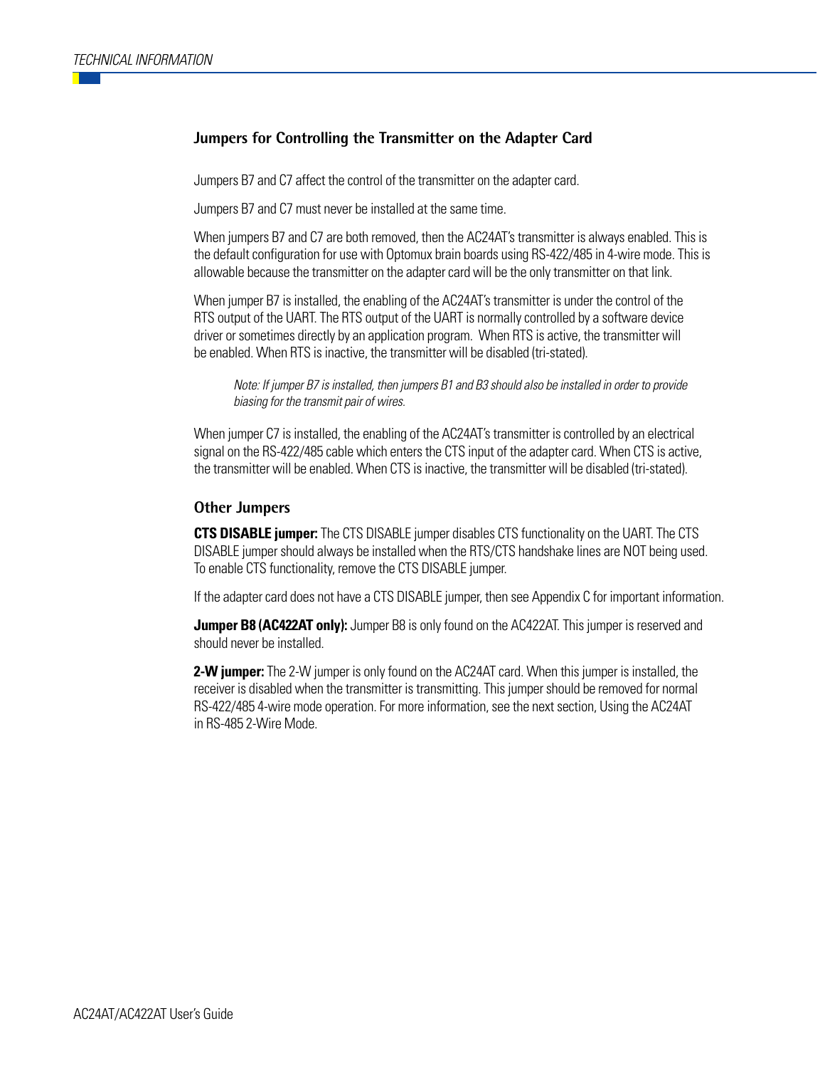## Jumpers for Controlling the Transmitter on the Adapter Card

Jumpers B7 and C7 affect the control of the transmitter on the adapter card.

Jumpers B7 and C7 must never be installed at the same time.

When jumpers B7 and C7 are both removed, then the AC24AT's transmitter is always enabled. This is the default configuration for use with Optomux brain boards using RS-422/485 in 4-wire mode. This is allowable because the transmitter on the adapter card will be the only transmitter on that link.

When jumper B7 is installed, the enabling of the AC24AT's transmitter is under the control of the RTS output of the UART. The RTS output of the UART is normally controlled by a software device driver or sometimes directly by an application program. When RTS is active, the transmitter will be enabled. When RTS is inactive, the transmitter will be disabled (tri-stated).

> *Note: If jumper B7 is installed, then jumpers B1 and B3 should also be installed in order to provide biasing for the transmit pair of wires.*

When jumper C7 is installed, the enabling of the AC24AT's transmitter is controlled by an electrical signal on the RS-422/485 cable which enters the CTS input of the adapter card. When CTS is active, the transmitter will be enabled. When CTS is inactive, the transmitter will be disabled (tri-stated).

### Other Jumpers

**CTS DISABLE jumper:** The CTS DISABLE jumper disables CTS functionality on the UART. The CTS DISABLE jumper should always be installed when the RTS/CTS handshake lines are NOT being used. To enable CTS functionality, remove the CTS DISABLE jumper.

If the adapter card does not have a CTS DISABLE jumper, then see Appendix C for important information.

**Jumper B8 (AC422AT only):** Jumper B8 is only found on the AC422AT. This jumper is reserved and should never be installed.

**2-W jumper:** The 2-W jumper is only found on the AC24AT card. When this jumper is installed, the receiver is disabled when the transmitter is transmitting. This jumper should be removed for normal RS-422/485 4-wire mode operation. For more information, see the next section, Using the AC24AT in RS-485 2-Wire Mode.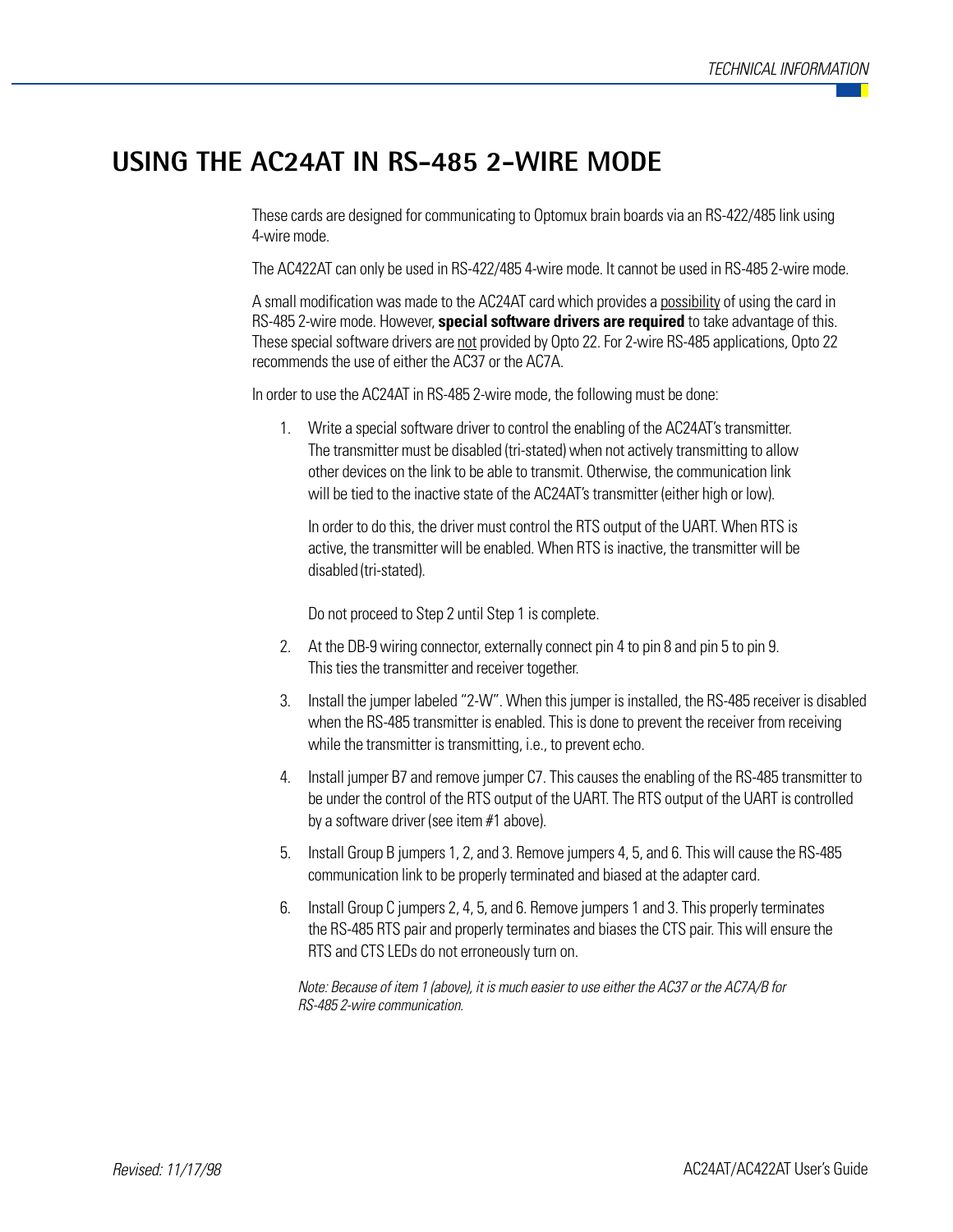# USING THE AC24AT IN RS-485 2-WIRE MODE

These cards are designed for communicating to Optomux brain boards via an RS-422/485 link using 4-wire mode.

The AC422AT can only be used in RS-422/485 4-wire mode. It cannot be used in RS-485 2-wire mode.

A small modification was made to the AC24AT card which provides a possibility of using the card in RS-485 2-wire mode. However, **special software drivers are required** to take advantage of this. These special software drivers are not provided by Opto 22. For 2-wire RS-485 applications, Opto 22 recommends the use of either the AC37 or the AC7A.

In order to use the AC24AT in RS-485 2-wire mode, the following must be done:

1. Write a special software driver to control the enabling of the AC24AT's transmitter. The transmitter must be disabled (tri-stated) when not actively transmitting to allow other devices on the link to be able to transmit. Otherwise, the communication link will be tied to the inactive state of the AC24AT's transmitter (either high or low).

   In order to do this, the driver must control the RTS output of the UART. When RTS is active, the transmitter will be enabled. When RTS is inactive, the transmitter will be disabled (tri-stated).

   Do not proceed to Step 2 until Step 1 is complete.

2. At the DB-9 wiring connector, externally connect pin 4 to pin 8 and pin 5 to pin 9. This ties the transmitter and receiver together.

3. Install the jumper labeled "2-W". When this jumper is installed, the RS-485 receiver is disabled when the RS-485 transmitter is enabled. This is done to prevent the receiver from receiving while the transmitter is transmitting, i.e., to prevent echo.

4. Install jumper B7 and remove jumper C7. This causes the enabling of the RS-485 transmitter to be under the control of the RTS output of the UART. The RTS output of the UART is controlled by a software driver (see item #1 above).

5. Install Group B jumpers 1, 2, and 3. Remove jumpers 4, 5, and 6. This will cause the RS-485 communication link to be properly terminated and biased at the adapter card.

6. Install Group C jumpers 2, 4, 5, and 6. Remove jumpers 1 and 3. This properly terminates the RS-485 RTS pair and properly terminates and biases the CTS pair. This will ensure the RTS and CTS LEDs do not erroneously turn on.

*Note: Because of item 1 (above), it is much easier to use either the AC37 or the AC7A/B for RS-485 2-wire communication.*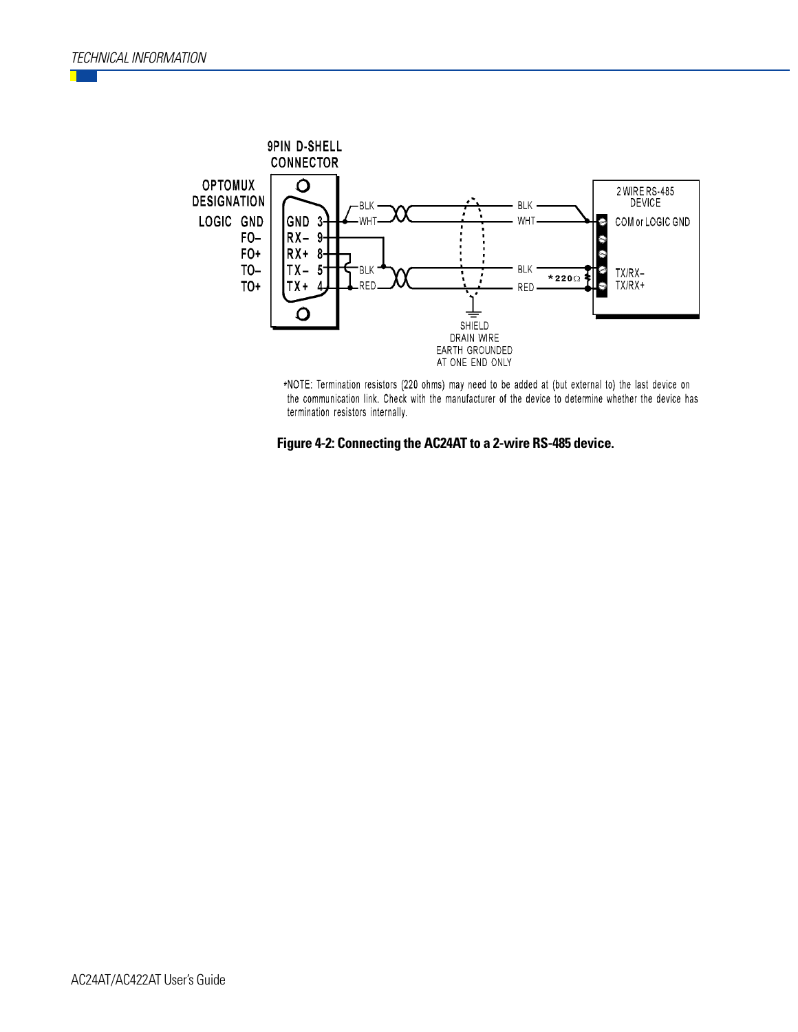9PIN D-SHELL CONNECTOR

OPTOMUX DESIGNATION

| OPTOMUX DESIGNATION | 9PIN D-SHELL CONNECTOR |
| --- | --- |
| LOGIC GND | GND 3 |
| FO– | RX– 9 |
| FO+ | RX+ 8 |
| TO– | TX– 5 |
| TO+ | TX+ 4 |

BLK, WHT, BLK, RED — BLK, WHT, BLK, RED

2 WIRE RS-485 DEVICE: COM or LOGIC GND, TX/RX–, TX/RX+

*220Ω

SHIELD DRAIN WIRE EARTH GROUNDED AT ONE END ONLY

*NOTE: Termination resistors (220 ohms) may need to be added at (but external to) the last device on the communication link. Check with the manufacturer of the device to determine whether the device has termination resistors internally.

**Figure 4-2: Connecting the AC24AT to a 2-wire RS-485 device.**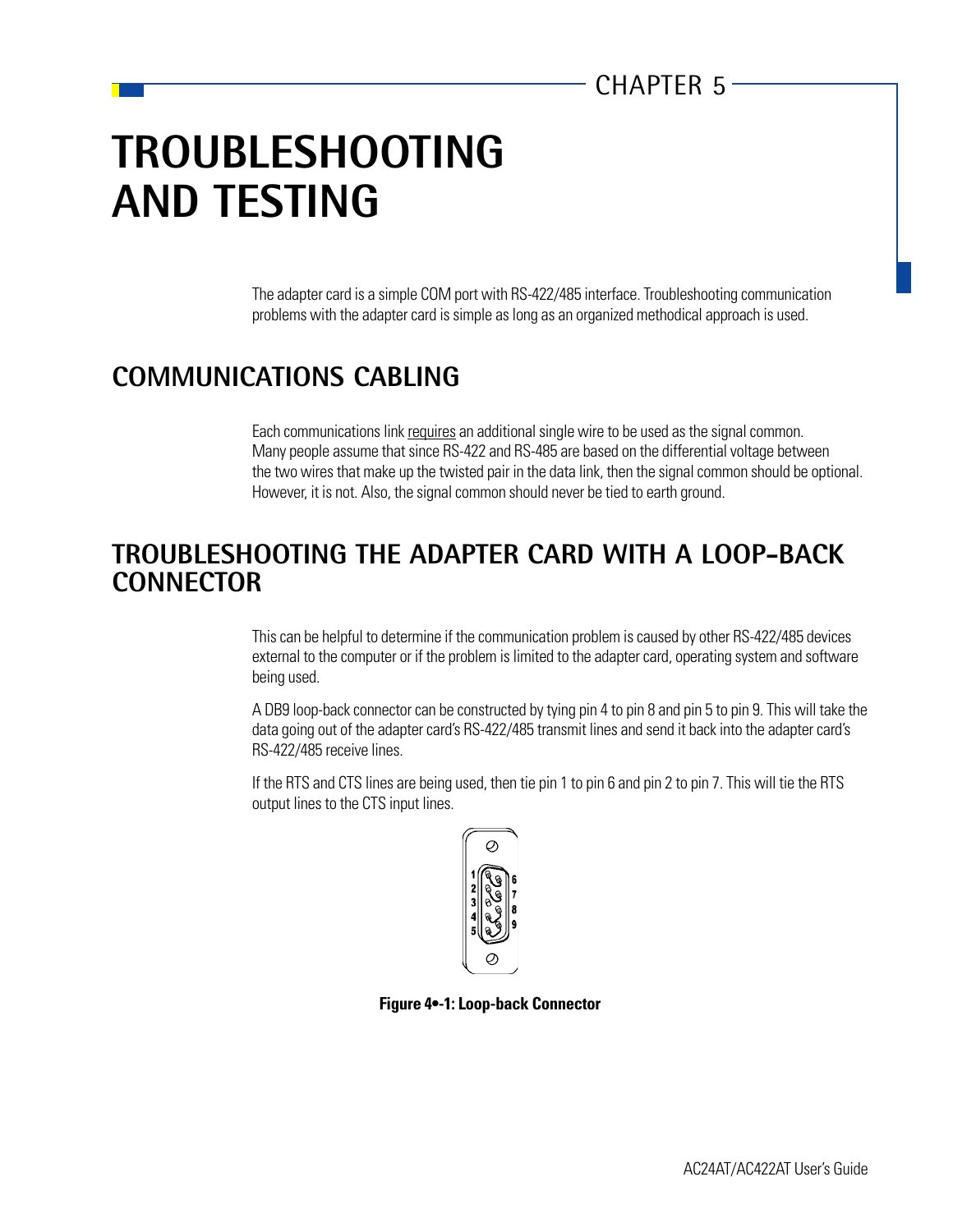CHAPTER 5

# TROUBLESHOOTING AND TESTING

The adapter card is a simple COM port with RS-422/485 interface. Troubleshooting communication problems with the adapter card is simple as long as an organized methodical approach is used.

## COMMUNICATIONS CABLING

Each communications link requires an additional single wire to be used as the signal common. Many people assume that since RS-422 and RS-485 are based on the differential voltage between the two wires that make up the twisted pair in the data link, then the signal common should be optional. However, it is not. Also, the signal common should never be tied to earth ground.

## TROUBLESHOOTING THE ADAPTER CARD WITH A LOOP-BACK CONNECTOR

This can be helpful to determine if the communication problem is caused by other RS-422/485 devices external to the computer or if the problem is limited to the adapter card, operating system and software being used.

A DB9 loop-back connector can be constructed by tying pin 4 to pin 8 and pin 5 to pin 9. This will take the data going out of the adapter card's RS-422/485 transmit lines and send it back into the adapter card's RS-422/485 receive lines.

If the RTS and CTS lines are being used, then tie pin 1 to pin 6 and pin 2 to pin 7. This will tie the RTS output lines to the CTS input lines.

**Figure 4•-1: Loop-back Connector**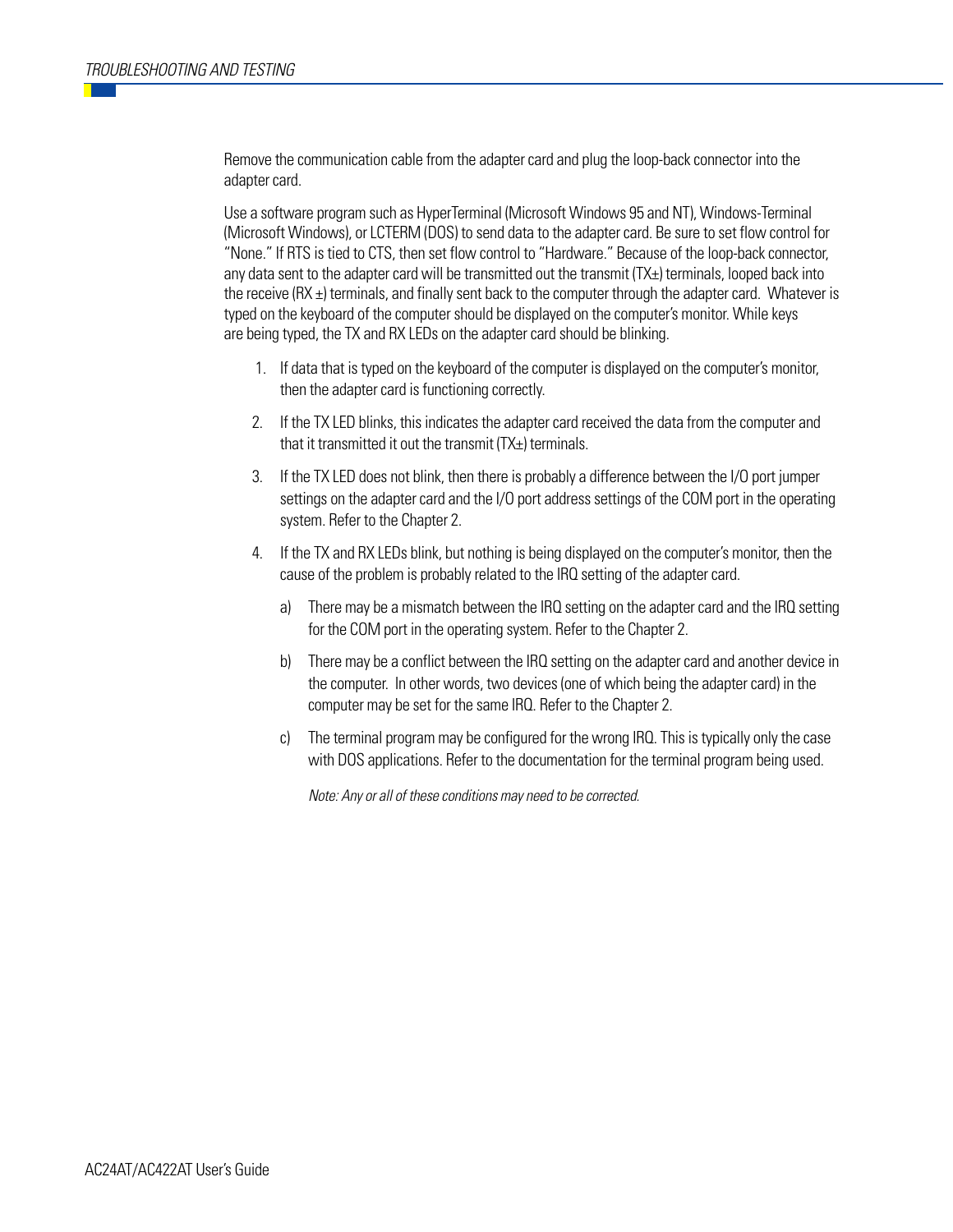Remove the communication cable from the adapter card and plug the loop-back connector into the adapter card.

Use a software program such as HyperTerminal (Microsoft Windows 95 and NT), Windows-Terminal (Microsoft Windows), or LCTERM (DOS) to send data to the adapter card. Be sure to set flow control for "None." If RTS is tied to CTS, then set flow control to "Hardware." Because of the loop-back connector, any data sent to the adapter card will be transmitted out the transmit (TX±) terminals, looped back into the receive (RX ±) terminals, and finally sent back to the computer through the adapter card. Whatever is typed on the keyboard of the computer should be displayed on the computer's monitor. While keys are being typed, the TX and RX LEDs on the adapter card should be blinking.

1. If data that is typed on the keyboard of the computer is displayed on the computer's monitor, then the adapter card is functioning correctly.

2. If the TX LED blinks, this indicates the adapter card received the data from the computer and that it transmitted it out the transmit (TX±) terminals.

3. If the TX LED does not blink, then there is probably a difference between the I/O port jumper settings on the adapter card and the I/O port address settings of the COM port in the operating system. Refer to the Chapter 2.

4. If the TX and RX LEDs blink, but nothing is being displayed on the computer's monitor, then the cause of the problem is probably related to the IRQ setting of the adapter card.

    a) There may be a mismatch between the IRQ setting on the adapter card and the IRQ setting for the COM port in the operating system. Refer to the Chapter 2.

    b) There may be a conflict between the IRQ setting on the adapter card and another device in the computer. In other words, two devices (one of which being the adapter card) in the computer may be set for the same IRQ. Refer to the Chapter 2.

    c) The terminal program may be configured for the wrong IRQ. This is typically only the case with DOS applications. Refer to the documentation for the terminal program being used.

    *Note: Any or all of these conditions may need to be corrected.*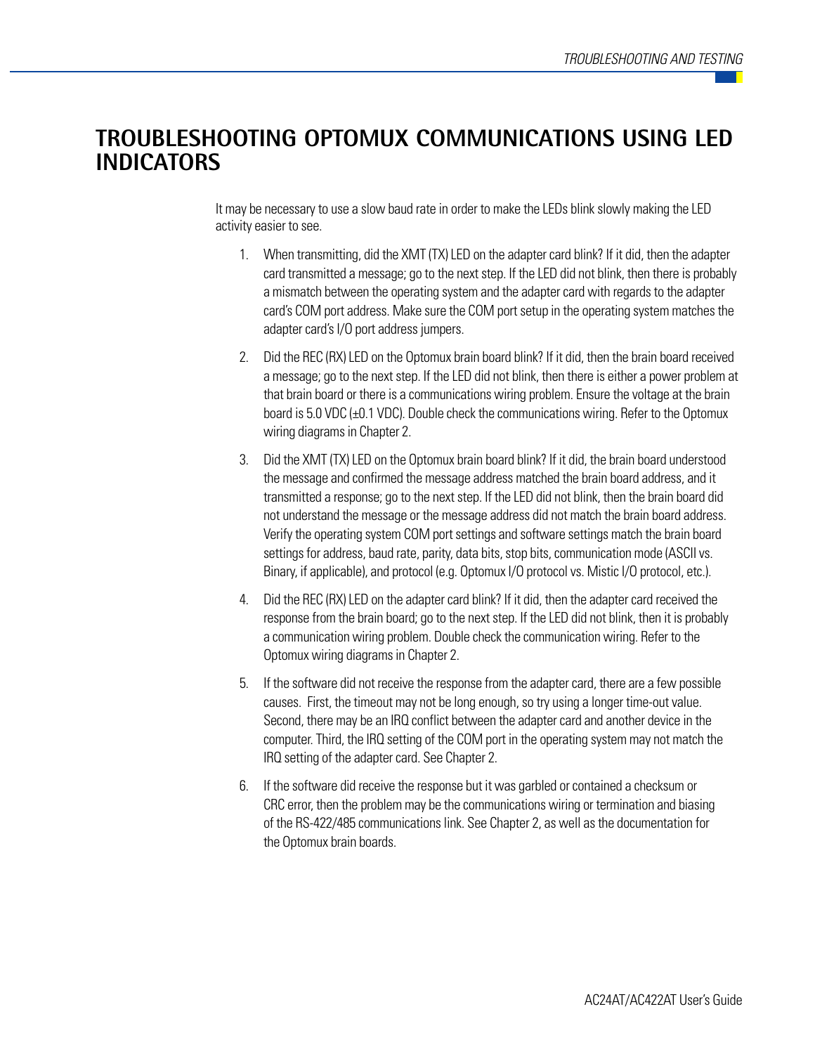# TROUBLESHOOTING OPTOMUX COMMUNICATIONS USING LED INDICATORS

It may be necessary to use a slow baud rate in order to make the LEDs blink slowly making the LED activity easier to see.

1. When transmitting, did the XMT (TX) LED on the adapter card blink? If it did, then the adapter card transmitted a message; go to the next step. If the LED did not blink, then there is probably a mismatch between the operating system and the adapter card with regards to the adapter card's COM port address. Make sure the COM port setup in the operating system matches the adapter card's I/O port address jumpers.

2. Did the REC (RX) LED on the Optomux brain board blink? If it did, then the brain board received a message; go to the next step. If the LED did not blink, then there is either a power problem at that brain board or there is a communications wiring problem. Ensure the voltage at the brain board is 5.0 VDC (±0.1 VDC). Double check the communications wiring. Refer to the Optomux wiring diagrams in Chapter 2.

3. Did the XMT (TX) LED on the Optomux brain board blink? If it did, the brain board understood the message and confirmed the message address matched the brain board address, and it transmitted a response; go to the next step. If the LED did not blink, then the brain board did not understand the message or the message address did not match the brain board address. Verify the operating system COM port settings and software settings match the brain board settings for address, baud rate, parity, data bits, stop bits, communication mode (ASCII vs. Binary, if applicable), and protocol (e.g. Optomux I/O protocol vs. Mistic I/O protocol, etc.).

4. Did the REC (RX) LED on the adapter card blink? If it did, then the adapter card received the response from the brain board; go to the next step. If the LED did not blink, then it is probably a communication wiring problem. Double check the communication wiring. Refer to the Optomux wiring diagrams in Chapter 2.

5. If the software did not receive the response from the adapter card, there are a few possible causes. First, the timeout may not be long enough, so try using a longer time-out value. Second, there may be an IRQ conflict between the adapter card and another device in the computer. Third, the IRQ setting of the COM port in the operating system may not match the IRQ setting of the adapter card. See Chapter 2.

6. If the software did receive the response but it was garbled or contained a checksum or CRC error, then the problem may be the communications wiring or termination and biasing of the RS-422/485 communications link. See Chapter 2, as well as the documentation for the Optomux brain boards.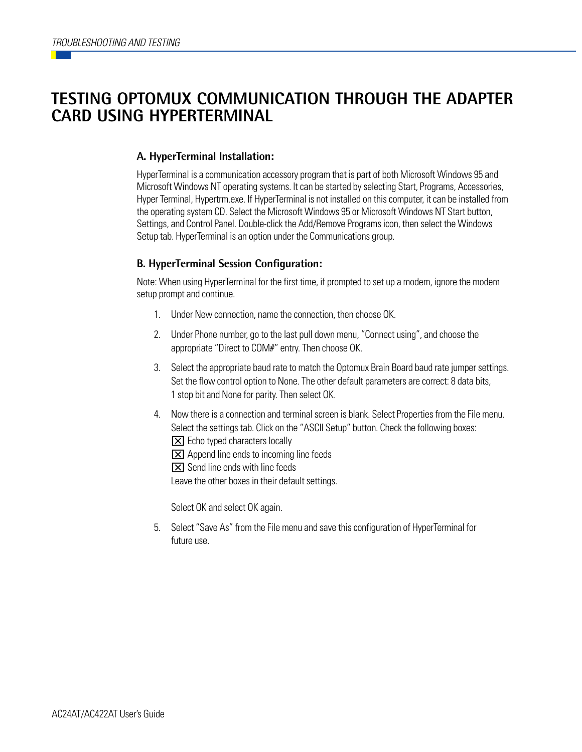# TESTING OPTOMUX COMMUNICATION THROUGH THE ADAPTER CARD USING HYPERTERMINAL

### A. HyperTerminal Installation:

HyperTerminal is a communication accessory program that is part of both Microsoft Windows 95 and Microsoft Windows NT operating systems. It can be started by selecting Start, Programs, Accessories, Hyper Terminal, Hypertrm.exe. If HyperTerminal is not installed on this computer, it can be installed from the operating system CD. Select the Microsoft Windows 95 or Microsoft Windows NT Start button, Settings, and Control Panel. Double-click the Add/Remove Programs icon, then select the Windows Setup tab. HyperTerminal is an option under the Communications group.

### B. HyperTerminal Session Configuration:

Note: When using HyperTerminal for the first time, if prompted to set up a modem, ignore the modem setup prompt and continue.

1. Under New connection, name the connection, then choose OK.
2. Under Phone number, go to the last pull down menu, "Connect using", and choose the appropriate "Direct to COM#" entry. Then choose OK.
3. Select the appropriate baud rate to match the Optomux Brain Board baud rate jumper settings. Set the flow control option to None. The other default parameters are correct: 8 data bits, 1 stop bit and None for parity. Then select OK.
4. Now there is a connection and terminal screen is blank. Select Properties from the File menu. Select the settings tab. Click on the "ASCII Setup" button. Check the following boxes:
   - [X] Echo typed characters locally
   - [X] Append line ends to incoming line feeds
   - [X] Send line ends with line feeds

   Leave the other boxes in their default settings.

   Select OK and select OK again.
5. Select "Save As" from the File menu and save this configuration of HyperTerminal for future use.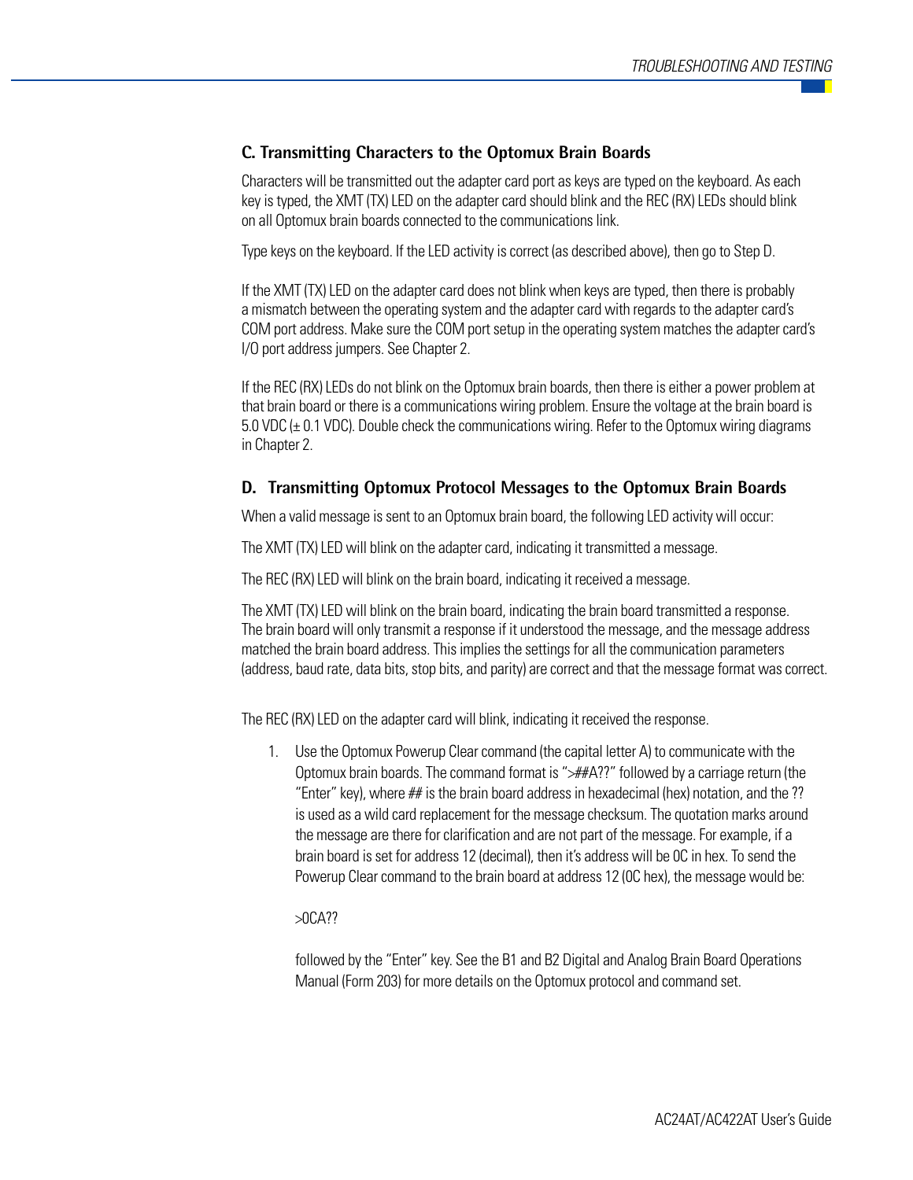### C. Transmitting Characters to the Optomux Brain Boards

Characters will be transmitted out the adapter card port as keys are typed on the keyboard. As each key is typed, the XMT (TX) LED on the adapter card should blink and the REC (RX) LEDs should blink on all Optomux brain boards connected to the communications link.

Type keys on the keyboard. If the LED activity is correct (as described above), then go to Step D.

If the XMT (TX) LED on the adapter card does not blink when keys are typed, then there is probably a mismatch between the operating system and the adapter card with regards to the adapter card's COM port address. Make sure the COM port setup in the operating system matches the adapter card's I/O port address jumpers. See Chapter 2.

If the REC (RX) LEDs do not blink on the Optomux brain boards, then there is either a power problem at that brain board or there is a communications wiring problem. Ensure the voltage at the brain board is 5.0 VDC (± 0.1 VDC). Double check the communications wiring. Refer to the Optomux wiring diagrams in Chapter 2.

### D. Transmitting Optomux Protocol Messages to the Optomux Brain Boards

When a valid message is sent to an Optomux brain board, the following LED activity will occur:

The XMT (TX) LED will blink on the adapter card, indicating it transmitted a message.

The REC (RX) LED will blink on the brain board, indicating it received a message.

The XMT (TX) LED will blink on the brain board, indicating the brain board transmitted a response. The brain board will only transmit a response if it understood the message, and the message address matched the brain board address. This implies the settings for all the communication parameters (address, baud rate, data bits, stop bits, and parity) are correct and that the message format was correct.

The REC (RX) LED on the adapter card will blink, indicating it received the response.

1. Use the Optomux Powerup Clear command (the capital letter A) to communicate with the Optomux brain boards. The command format is ">##A??" followed by a carriage return (the "Enter" key), where ## is the brain board address in hexadecimal (hex) notation, and the ?? is used as a wild card replacement for the message checksum. The quotation marks around the message are there for clarification and are not part of the message. For example, if a brain board is set for address 12 (decimal), then it's address will be 0C in hex. To send the Powerup Clear command to the brain board at address 12 (0C hex), the message would be:

   >0CA??

   followed by the "Enter" key. See the B1 and B2 Digital and Analog Brain Board Operations Manual (Form 203) for more details on the Optomux protocol and command set.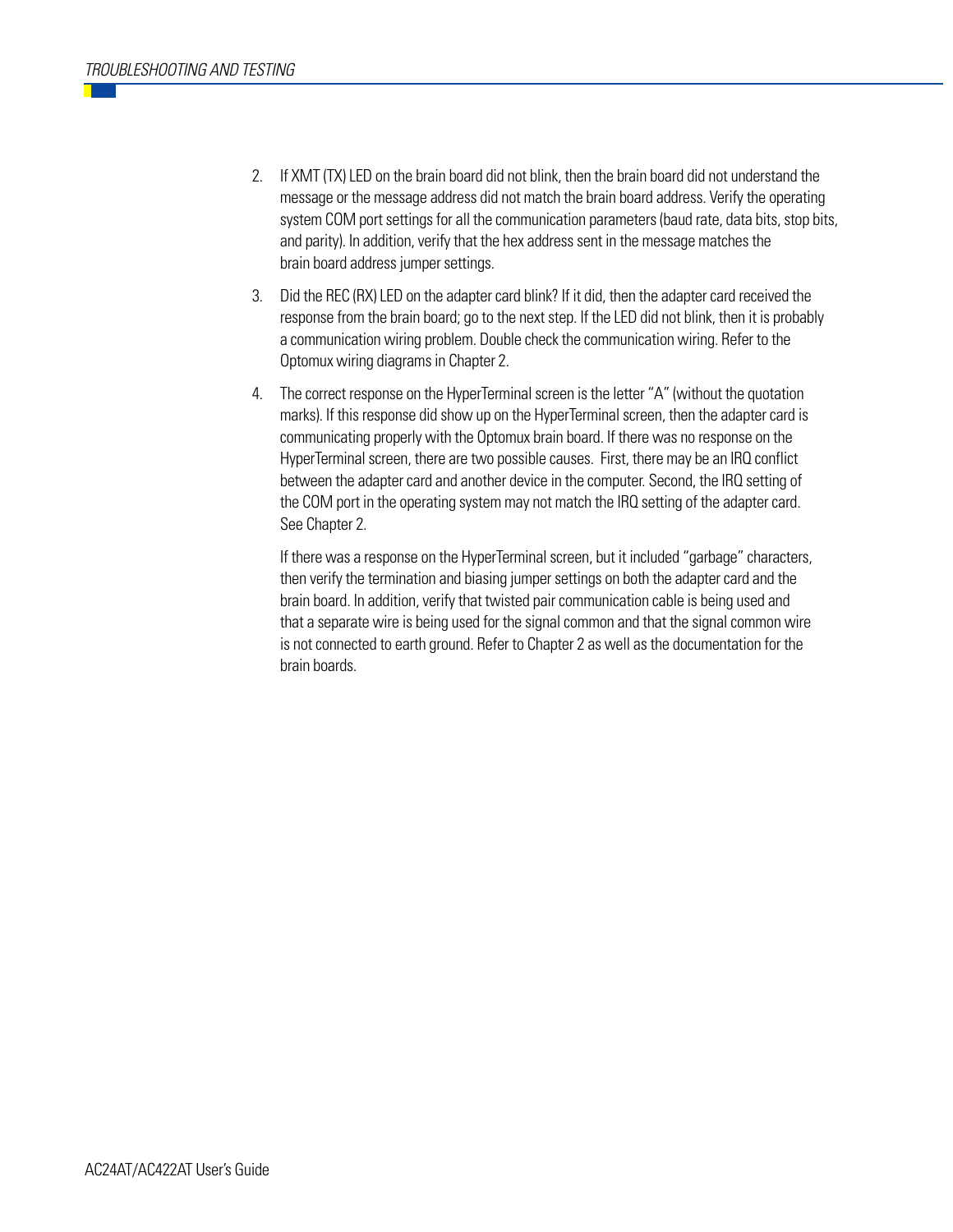2. If XMT (TX) LED on the brain board did not blink, then the brain board did not understand the message or the message address did not match the brain board address. Verify the operating system COM port settings for all the communication parameters (baud rate, data bits, stop bits, and parity). In addition, verify that the hex address sent in the message matches the brain board address jumper settings.

3. Did the REC (RX) LED on the adapter card blink? If it did, then the adapter card received the response from the brain board; go to the next step. If the LED did not blink, then it is probably a communication wiring problem. Double check the communication wiring. Refer to the Optomux wiring diagrams in Chapter 2.

4. The correct response on the HyperTerminal screen is the letter "A" (without the quotation marks). If this response did show up on the HyperTerminal screen, then the adapter card is communicating properly with the Optomux brain board. If there was no response on the HyperTerminal screen, there are two possible causes. First, there may be an IRQ conflict between the adapter card and another device in the computer. Second, the IRQ setting of the COM port in the operating system may not match the IRQ setting of the adapter card. See Chapter 2.

   If there was a response on the HyperTerminal screen, but it included "garbage" characters, then verify the termination and biasing jumper settings on both the adapter card and the brain board. In addition, verify that twisted pair communication cable is being used and that a separate wire is being used for the signal common and that the signal common wire is not connected to earth ground. Refer to Chapter 2 as well as the documentation for the brain boards.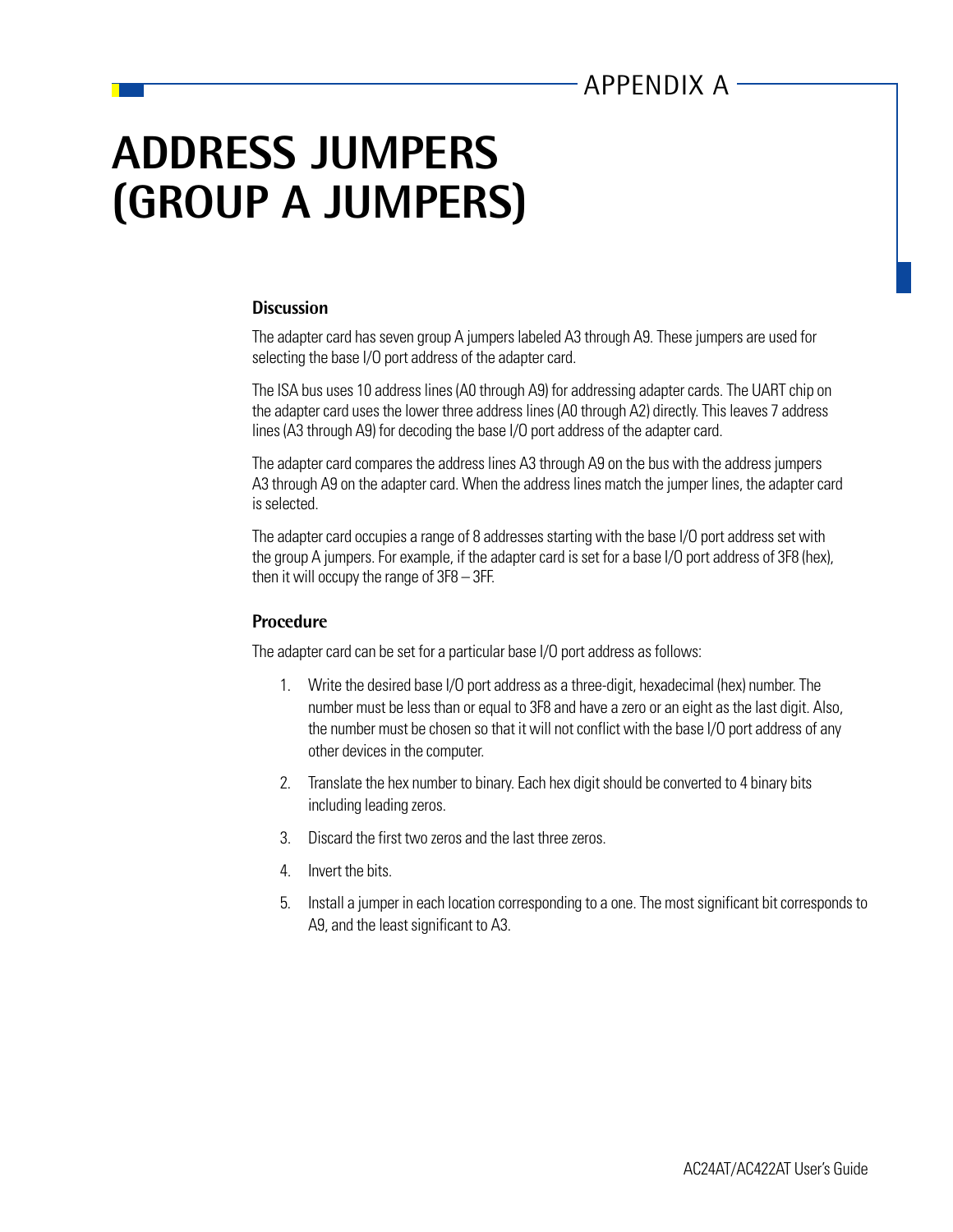APPENDIX A

# ADDRESS JUMPERS (GROUP A JUMPERS)

### Discussion

The adapter card has seven group A jumpers labeled A3 through A9. These jumpers are used for selecting the base I/O port address of the adapter card.

The ISA bus uses 10 address lines (A0 through A9) for addressing adapter cards. The UART chip on the adapter card uses the lower three address lines (A0 through A2) directly. This leaves 7 address lines (A3 through A9) for decoding the base I/O port address of the adapter card.

The adapter card compares the address lines A3 through A9 on the bus with the address jumpers A3 through A9 on the adapter card. When the address lines match the jumper lines, the adapter card is selected.

The adapter card occupies a range of 8 addresses starting with the base I/O port address set with the group A jumpers. For example, if the adapter card is set for a base I/O port address of 3F8 (hex), then it will occupy the range of 3F8 – 3FF.

### Procedure

The adapter card can be set for a particular base I/O port address as follows:

1. Write the desired base I/O port address as a three-digit, hexadecimal (hex) number. The number must be less than or equal to 3F8 and have a zero or an eight as the last digit. Also, the number must be chosen so that it will not conflict with the base I/O port address of any other devices in the computer.
2. Translate the hex number to binary. Each hex digit should be converted to 4 binary bits including leading zeros.
3. Discard the first two zeros and the last three zeros.
4. Invert the bits.
5. Install a jumper in each location corresponding to a one. The most significant bit corresponds to A9, and the least significant to A3.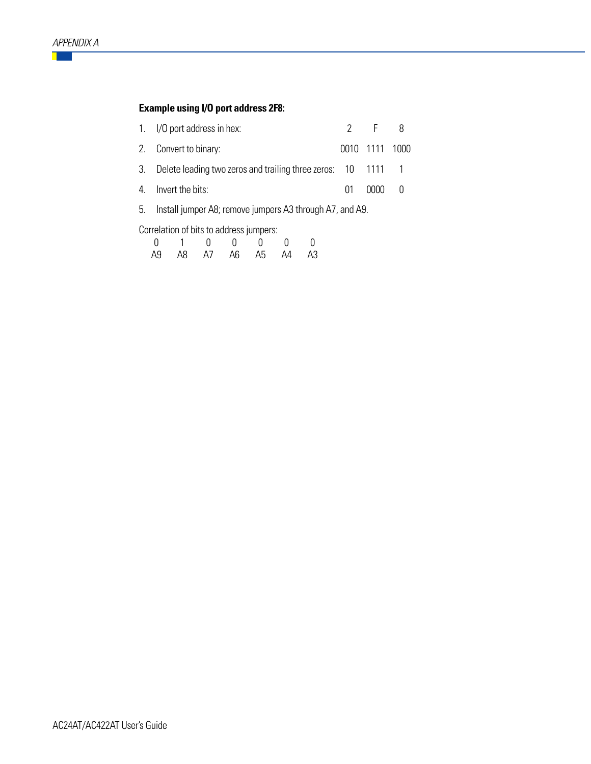**Example using I/O port address 2F8:**

1. I/O port address in hex: 2 F 8
2. Convert to binary: 0010 1111 1000
3. Delete leading two zeros and trailing three zeros: 10 1111 1
4. Invert the bits: 01 0000 0
5. Install jumper A8; remove jumpers A3 through A7, and A9.

Correlation of bits to address jumpers:

| 0 | 1 | 0 | 0 | 0 | 0 | 0 |
|---|---|---|---|---|---|---|
| A9 | A8 | A7 | A6 | A5 | A4 | A3 |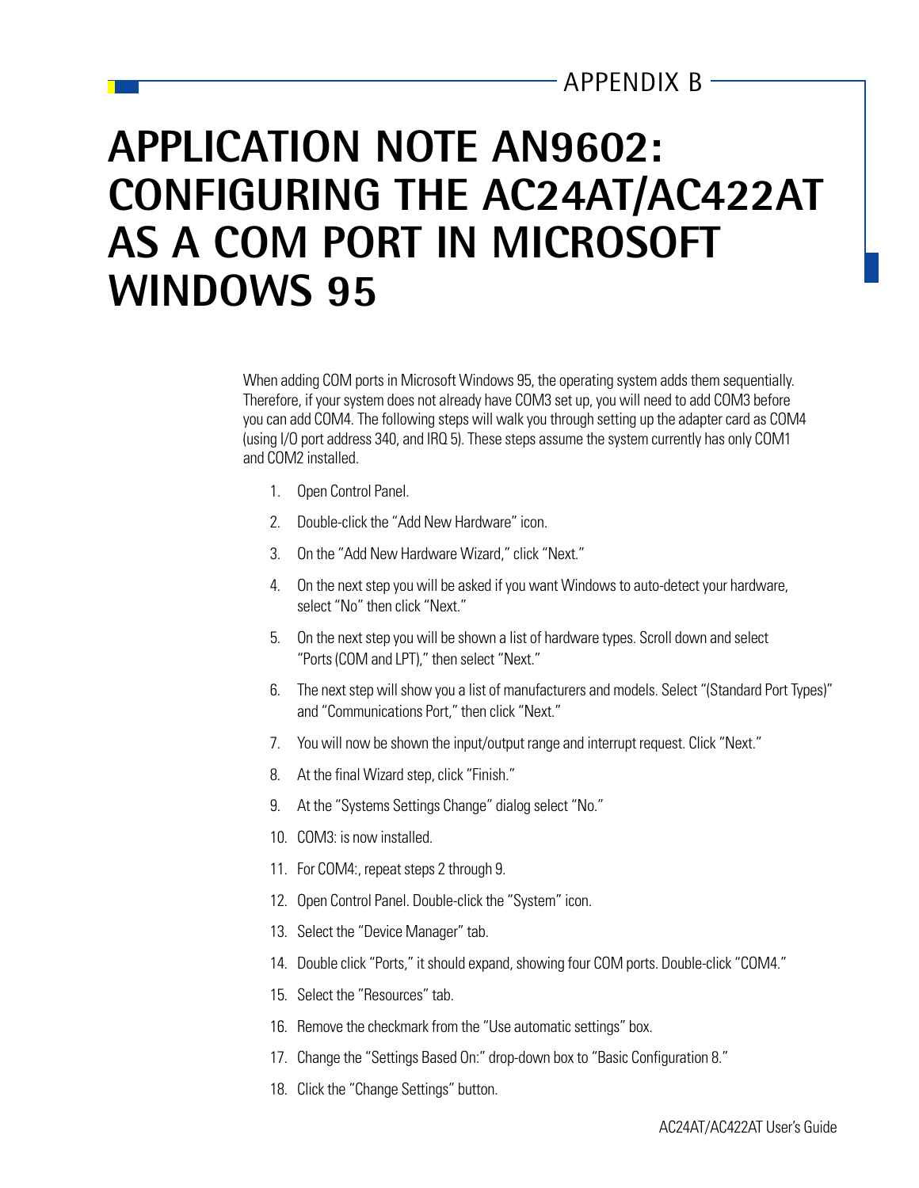APPENDIX B

# APPLICATION NOTE AN9602: CONFIGURING THE AC24AT/AC422AT AS A COM PORT IN MICROSOFT WINDOWS 95

When adding COM ports in Microsoft Windows 95, the operating system adds them sequentially. Therefore, if your system does not already have COM3 set up, you will need to add COM3 before you can add COM4. The following steps will walk you through setting up the adapter card as COM4 (using I/O port address 340, and IRQ 5). These steps assume the system currently has only COM1 and COM2 installed.

1. Open Control Panel.
2. Double-click the “Add New Hardware” icon.
3. On the “Add New Hardware Wizard,” click “Next.”
4. On the next step you will be asked if you want Windows to auto-detect your hardware, select “No” then click “Next.”
5. On the next step you will be shown a list of hardware types. Scroll down and select “Ports (COM and LPT),” then select “Next.”
6. The next step will show you a list of manufacturers and models. Select “(Standard Port Types)” and “Communications Port,” then click “Next.”
7. You will now be shown the input/output range and interrupt request. Click “Next.”
8. At the final Wizard step, click “Finish.”
9. At the “Systems Settings Change” dialog select “No.”
10. COM3: is now installed.
11. For COM4:, repeat steps 2 through 9.
12. Open Control Panel. Double-click the “System” icon.
13. Select the “Device Manager” tab.
14. Double click “Ports,” it should expand, showing four COM ports. Double-click “COM4.”
15. Select the “Resources” tab.
16. Remove the checkmark from the “Use automatic settings” box.
17. Change the “Settings Based On:” drop-down box to “Basic Configuration 8.”
18. Click the “Change Settings” button.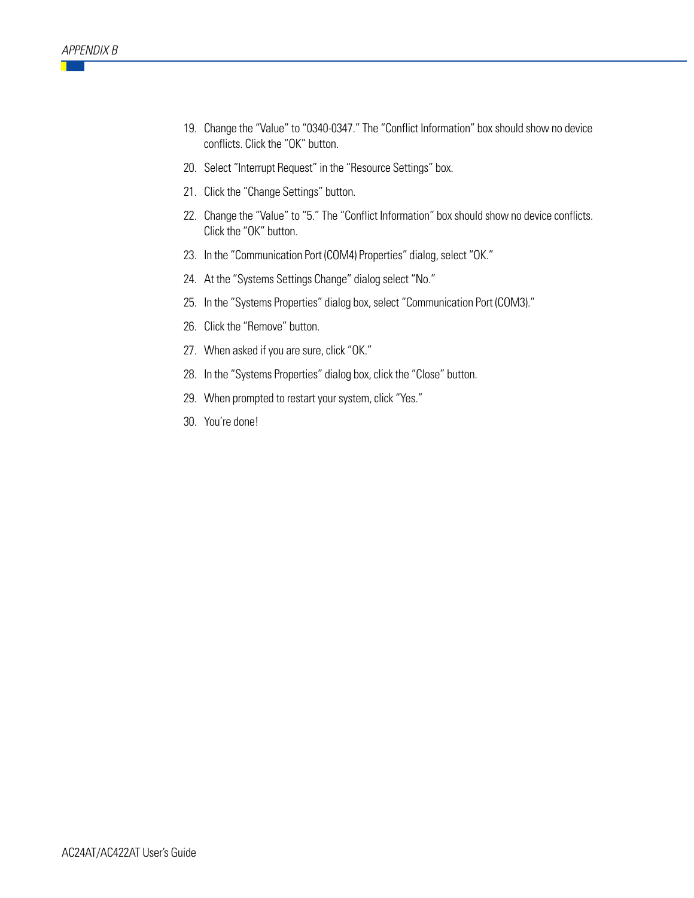19. Change the “Value” to “0340-0347.” The “Conflict Information” box should show no device conflicts. Click the “OK” button.
20. Select “Interrupt Request” in the “Resource Settings” box.
21. Click the “Change Settings” button.
22. Change the “Value” to “5.” The “Conflict Information” box should show no device conflicts. Click the “OK” button.
23. In the “Communication Port (COM4) Properties” dialog, select “OK.”
24. At the “Systems Settings Change” dialog select “No.”
25. In the “Systems Properties” dialog box, select “Communication Port (COM3).”
26. Click the “Remove” button.
27. When asked if you are sure, click “OK.”
28. In the “Systems Properties” dialog box, click the “Close” button.
29. When prompted to restart your system, click “Yes.”
30. You’re done!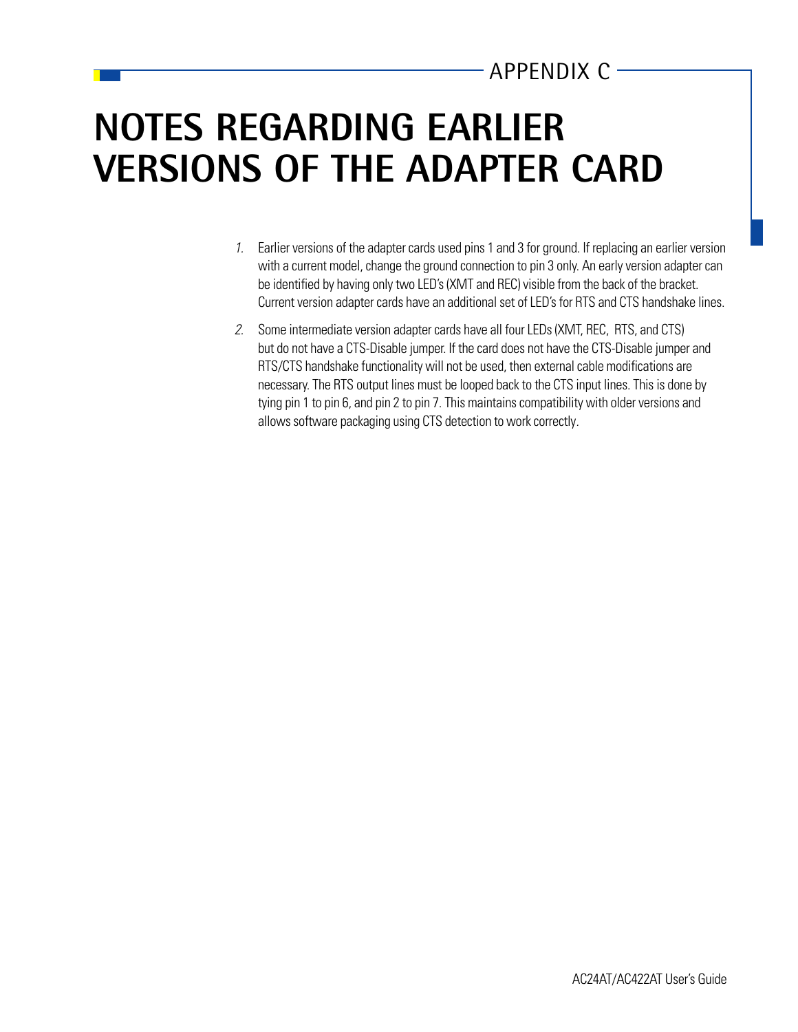APPENDIX C

# NOTES REGARDING EARLIER VERSIONS OF THE ADAPTER CARD

1. Earlier versions of the adapter cards used pins 1 and 3 for ground. If replacing an earlier version with a current model, change the ground connection to pin 3 only. An early version adapter can be identified by having only two LED's (XMT and REC) visible from the back of the bracket. Current version adapter cards have an additional set of LED's for RTS and CTS handshake lines.

2. Some intermediate version adapter cards have all four LEDs (XMT, REC, RTS, and CTS) but do not have a CTS-Disable jumper. If the card does not have the CTS-Disable jumper and RTS/CTS handshake functionality will not be used, then external cable modifications are necessary. The RTS output lines must be looped back to the CTS input lines. This is done by tying pin 1 to pin 6, and pin 2 to pin 7. This maintains compatibility with older versions and allows software packaging using CTS detection to work correctly.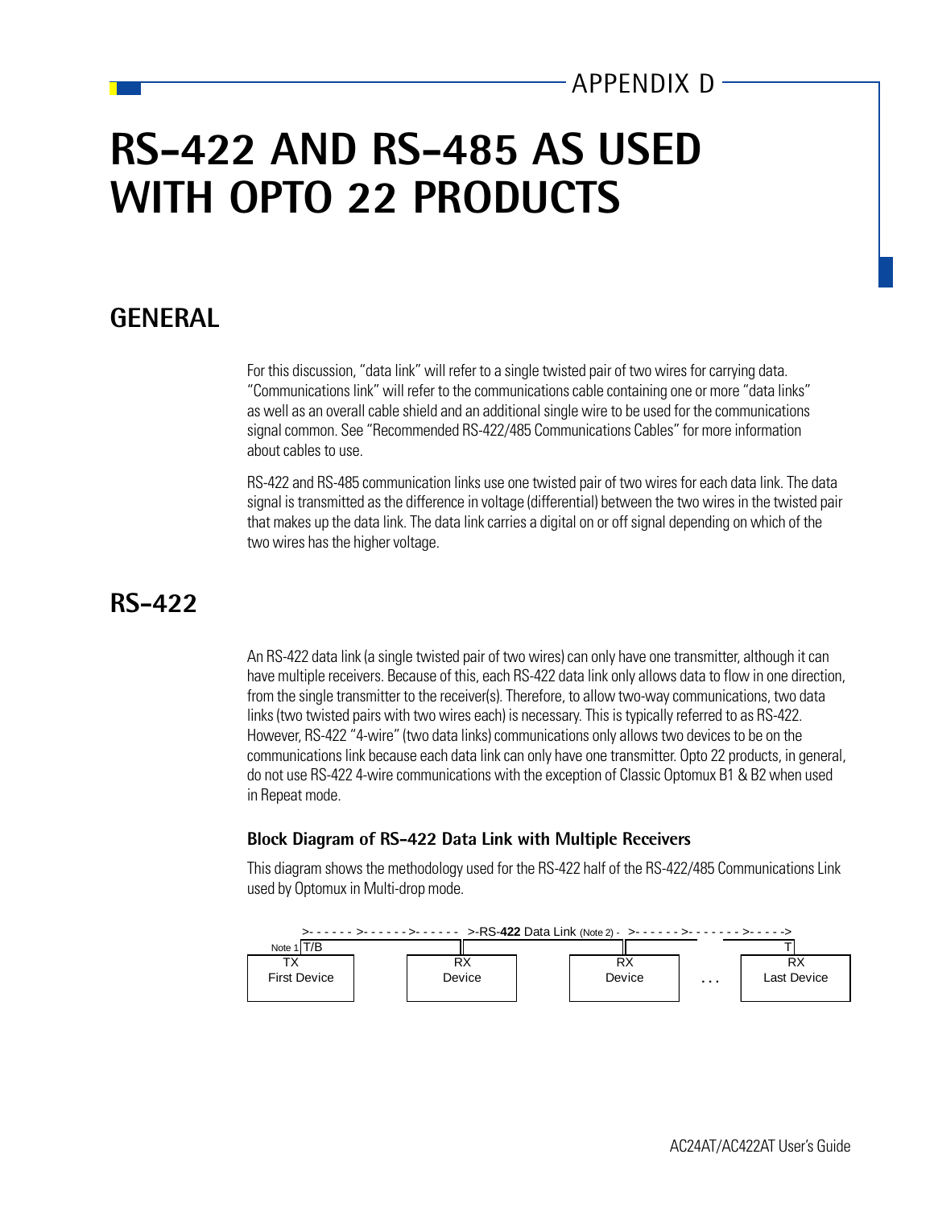APPENDIX D

# RS-422 AND RS-485 AS USED WITH OPTO 22 PRODUCTS

## GENERAL

For this discussion, “data link” will refer to a single twisted pair of two wires for carrying data. “Communications link” will refer to the communications cable containing one or more “data links” as well as an overall cable shield and an additional single wire to be used for the communications signal common. See “Recommended RS-422/485 Communications Cables” for more information about cables to use.

RS-422 and RS-485 communication links use one twisted pair of two wires for each data link. The data signal is transmitted as the difference in voltage (differential) between the two wires in the twisted pair that makes up the data link. The data link carries a digital on or off signal depending on which of the two wires has the higher voltage.

## RS-422

An RS-422 data link (a single twisted pair of two wires) can only have one transmitter, although it can have multiple receivers. Because of this, each RS-422 data link only allows data to flow in one direction, from the single transmitter to the receiver(s). Therefore, to allow two-way communications, two data links (two twisted pairs with two wires each) is necessary. This is typically referred to as RS-422. However, RS-422 “4-wire” (two data links) communications only allows two devices to be on the communications link because each data link can only have one transmitter. Opto 22 products, in general, do not use RS-422 4-wire communications with the exception of Classic Optomux B1 & B2 when used in Repeat mode.

### Block Diagram of RS-422 Data Link with Multiple Receivers

This diagram shows the methodology used for the RS-422 half of the RS-422/485 Communications Link used by Optomux in Multi-drop mode.

```
>- - - - - - >- - - - - - >- - - - - -   >-RS-422 Data Link (Note 2) -  >- - - - - - >- - - - - - - >- - - - ->
Note 1 T/B                                                                                            T
+-------------+      +-------------+      +-------------+            +-------------+
|     TX      |      |     RX      |      |     RX      |            |     RX      |
| First Device|      |   Device    |      |   Device    |    . . .   | Last Device |
+-------------+      +-------------+      +-------------+            +-------------+
```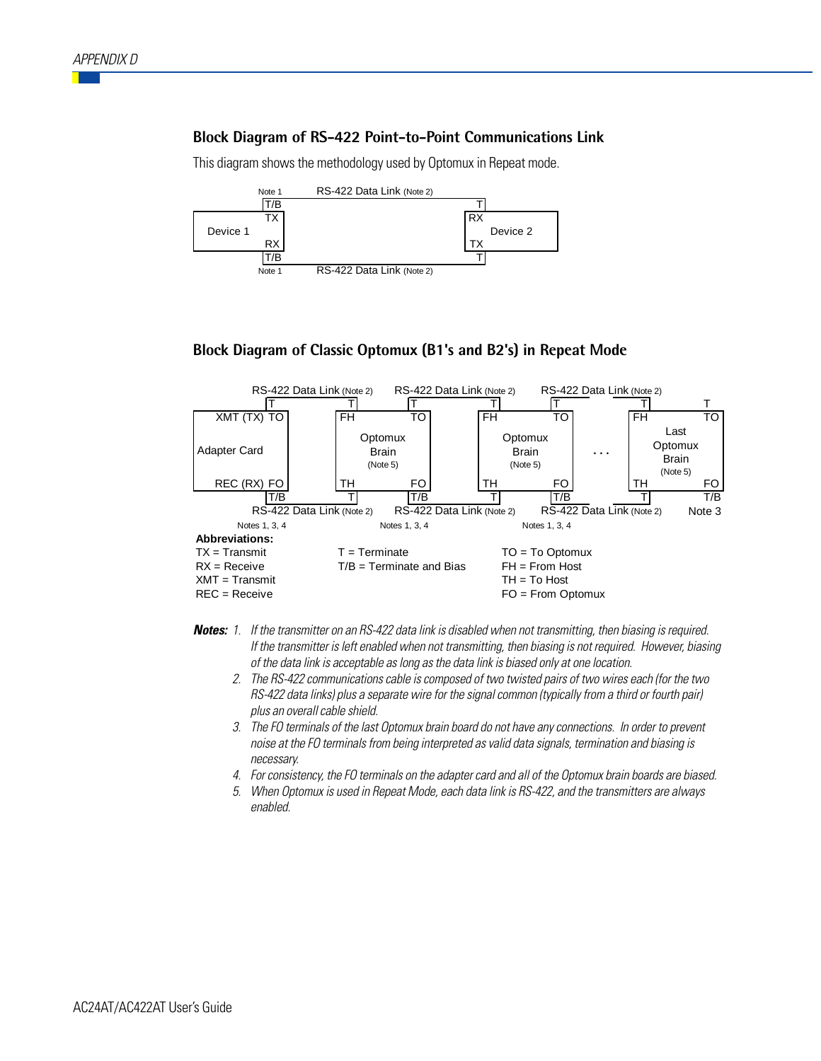## Block Diagram of RS-422 Point-to-Point Communications Link

This diagram shows the methodology used by Optomux in Repeat mode.

Note 1 RS-422 Data Link (Note 2)

T/B T

TX RX

Device 1 Device 2

RX TX

T/B T

Note 1 RS-422 Data Link (Note 2)

## Block Diagram of Classic Optomux (B1's and B2's) in Repeat Mode

RS-422 Data Link (Note 2) RS-422 Data Link (Note 2) RS-422 Data Link (Note 2)

XMT (TX) TO — Adapter Card — REC (RX) FO

FH / TO — Optomux Brain (Note 5) — TH / FO

FH / TO — Optomux Brain (Note 5) — TH / FO

. . .

FH / TO — Last Optomux Brain (Note 5) — TH / FO

RS-422 Data Link (Note 2) RS-422 Data Link (Note 2) RS-422 Data Link (Note 2) Note 3

Notes 1, 3, 4 Notes 1, 3, 4 Notes 1, 3, 4

**Abbreviations:**

| | | |
|---|---|---|
| TX = Transmit | T = Terminate | TO = To Optomux |
| RX = Receive | T/B = Terminate and Bias | FH = From Host |
| XMT = Transmit | | TH = To Host |
| REC = Receive | | FO = From Optomux |

***Notes:***

1. *If the transmitter on an RS-422 data link is disabled when not transmitting, then biasing is required. If the transmitter is left enabled when not transmitting, then biasing is not required. However, biasing of the data link is acceptable as long as the data link is biased only at one location.*
2. *The RS-422 communications cable is composed of two twisted pairs of two wires each (for the two RS-422 data links) plus a separate wire for the signal common (typically from a third or fourth pair) plus an overall cable shield.*
3. *The FO terminals of the last Optomux brain board do not have any connections. In order to prevent noise at the FO terminals from being interpreted as valid data signals, termination and biasing is necessary.*
4. *For consistency, the FO terminals on the adapter card and all of the Optomux brain boards are biased.*
5. *When Optomux is used in Repeat Mode, each data link is RS-422, and the transmitters are always enabled.*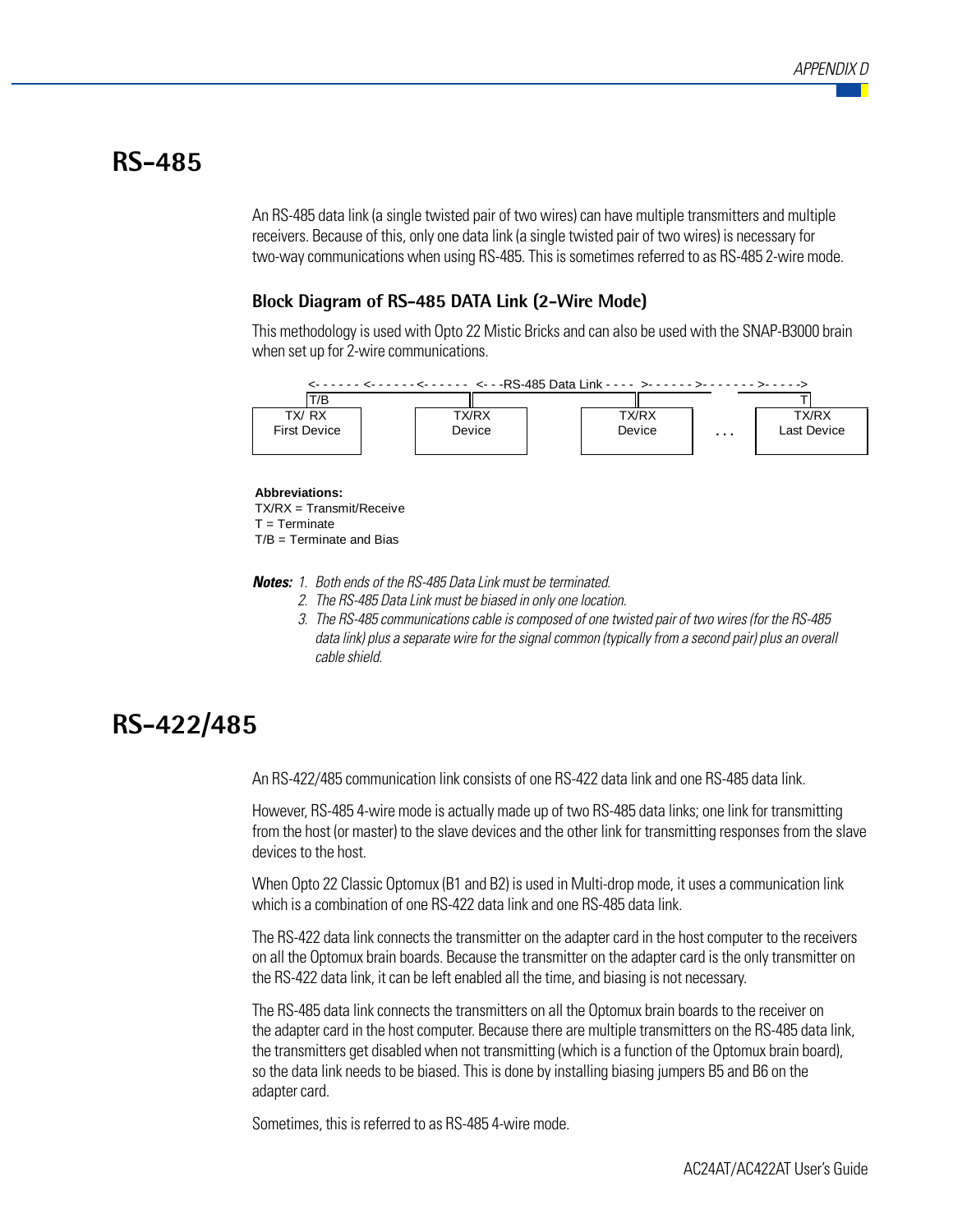# RS-485

An RS-485 data link (a single twisted pair of two wires) can have multiple transmitters and multiple receivers. Because of this, only one data link (a single twisted pair of two wires) is necessary for two-way communications when using RS-485. This is sometimes referred to as RS-485 2-wire mode.

### Block Diagram of RS-485 DATA Link (2-Wire Mode)

This methodology is used with Opto 22 Mistic Bricks and can also be used with the SNAP-B3000 brain when set up for 2-wire communications.

```
<- - - - - - <- - - - - -<- - - - - -  <- - -RS-485 Data Link - - - -  >- - - - - - >- - - - - - - >- - - - ->
T/B                                                                                                  T
TX/ RX            TX/RX            TX/RX                    TX/RX
First Device      Device           Device         . . .     Last Device
```

**Abbreviations:**
TX/RX = Transmit/Receive
T = Terminate
T/B = Terminate and Bias

***Notes:***
1. *Both ends of the RS-485 Data Link must be terminated.*
2. *The RS-485 Data Link must be biased in only one location.*
3. *The RS-485 communications cable is composed of one twisted pair of two wires (for the RS-485 data link) plus a separate wire for the signal common (typically from a second pair) plus an overall cable shield.*

# RS-422/485

An RS-422/485 communication link consists of one RS-422 data link and one RS-485 data link.

However, RS-485 4-wire mode is actually made up of two RS-485 data links; one link for transmitting from the host (or master) to the slave devices and the other link for transmitting responses from the slave devices to the host.

When Opto 22 Classic Optomux (B1 and B2) is used in Multi-drop mode, it uses a communication link which is a combination of one RS-422 data link and one RS-485 data link.

The RS-422 data link connects the transmitter on the adapter card in the host computer to the receivers on all the Optomux brain boards. Because the transmitter on the adapter card is the only transmitter on the RS-422 data link, it can be left enabled all the time, and biasing is not necessary.

The RS-485 data link connects the transmitters on all the Optomux brain boards to the receiver on the adapter card in the host computer. Because there are multiple transmitters on the RS-485 data link, the transmitters get disabled when not transmitting (which is a function of the Optomux brain board), so the data link needs to be biased. This is done by installing biasing jumpers B5 and B6 on the adapter card.

Sometimes, this is referred to as RS-485 4-wire mode.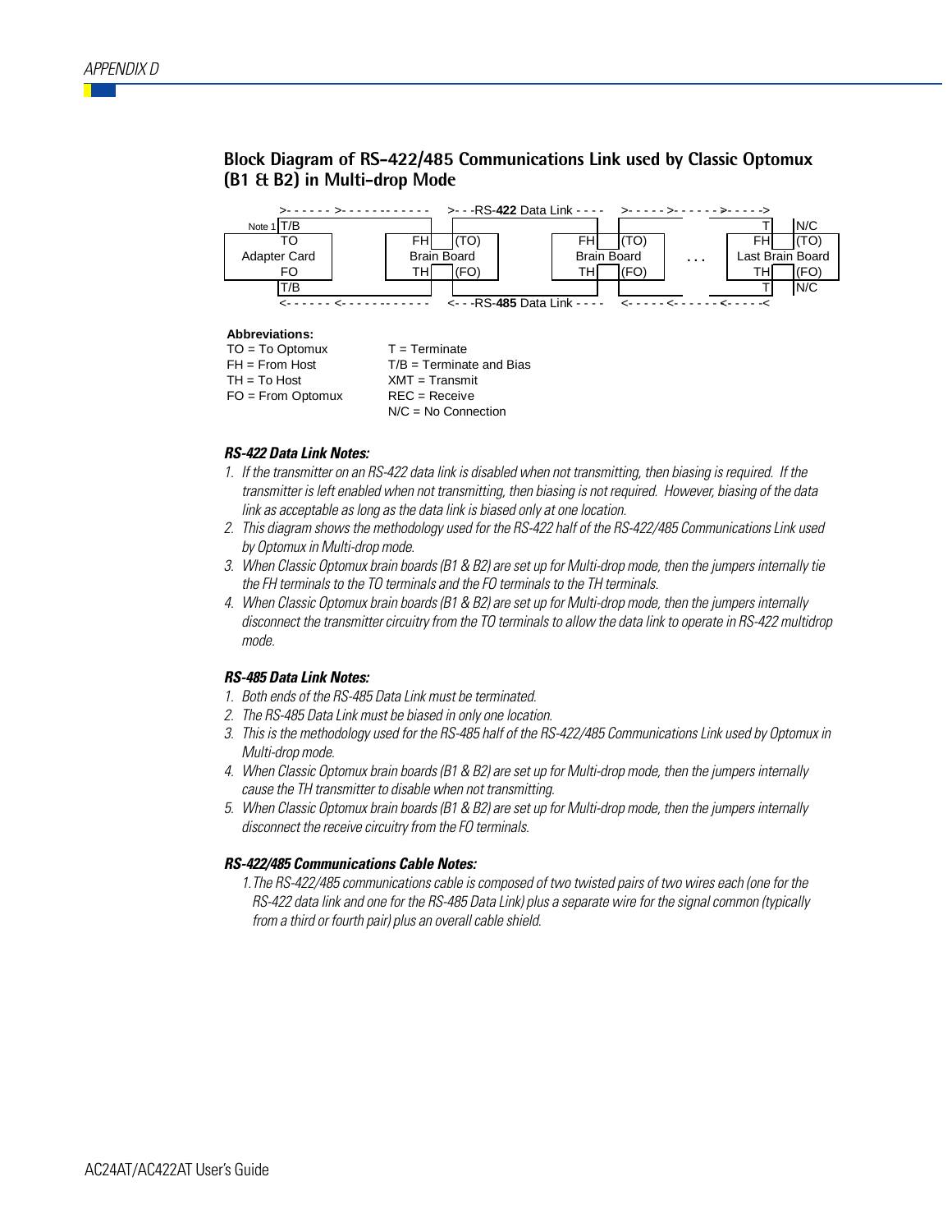## Block Diagram of RS-422/485 Communications Link used by Classic Optomux (B1 & B2) in Multi-drop Mode

```
              >- - - - - - >- - - - - - - - - - - -     >- - -RS-422 Data Link - - - -     >- - - - - >- - - - - - >- - - - ->
      Note 1 | T/B                                                                                          T|       |N/C
             TO                   FH|   |(TO)              FH|   |(TO)                            FH|   |(TO)
       Adapter Card                Brain Board              Brain Board          . . .        Last Brain Board
             FO                   TH|   |(FO)              TH|   |(FO)                            TH|   |(FO)
             | T/B                                                                                          T|       |N/C
              <- - - - - - <- - - - - - - - - - - -     <- - -RS-485 Data Link - - - -     <- - - - - <- - - - - - <- - - - -<
```

**Abbreviations:**

TO = To Optomux
FH = From Host
TH = To Host
FO = From Optomux

T = Terminate
T/B = Terminate and Bias
XMT = Transmit
REC = Receive
N/C = No Connection

### *RS-422 Data Link Notes:*

1. *If the transmitter on an RS-422 data link is disabled when not transmitting, then biasing is required. If the transmitter is left enabled when not transmitting, then biasing is not required. However, biasing of the data link as acceptable as long as the data link is biased only at one location.*
2. *This diagram shows the methodology used for the RS-422 half of the RS-422/485 Communications Link used by Optomux in Multi-drop mode.*
3. *When Classic Optomux brain boards (B1 & B2) are set up for Multi-drop mode, then the jumpers internally tie the FH terminals to the TO terminals and the FO terminals to the TH terminals.*
4. *When Classic Optomux brain boards (B1 & B2) are set up for Multi-drop mode, then the jumpers internally disconnect the transmitter circuitry from the TO terminals to allow the data link to operate in RS-422 multidrop mode.*

### *RS-485 Data Link Notes:*

1. *Both ends of the RS-485 Data Link must be terminated.*
2. *The RS-485 Data Link must be biased in only one location.*
3. *This is the methodology used for the RS-485 half of the RS-422/485 Communications Link used by Optomux in Multi-drop mode.*
4. *When Classic Optomux brain boards (B1 & B2) are set up for Multi-drop mode, then the jumpers internally cause the TH transmitter to disable when not transmitting.*
5. *When Classic Optomux brain boards (B1 & B2) are set up for Multi-drop mode, then the jumpers internally disconnect the receive circuitry from the FO terminals.*

### *RS-422/485 Communications Cable Notes:*

1. *The RS-422/485 communications cable is composed of two twisted pairs of two wires each (one for the RS-422 data link and one for the RS-485 Data Link) plus a separate wire for the signal common (typically from a third or fourth pair) plus an overall cable shield.*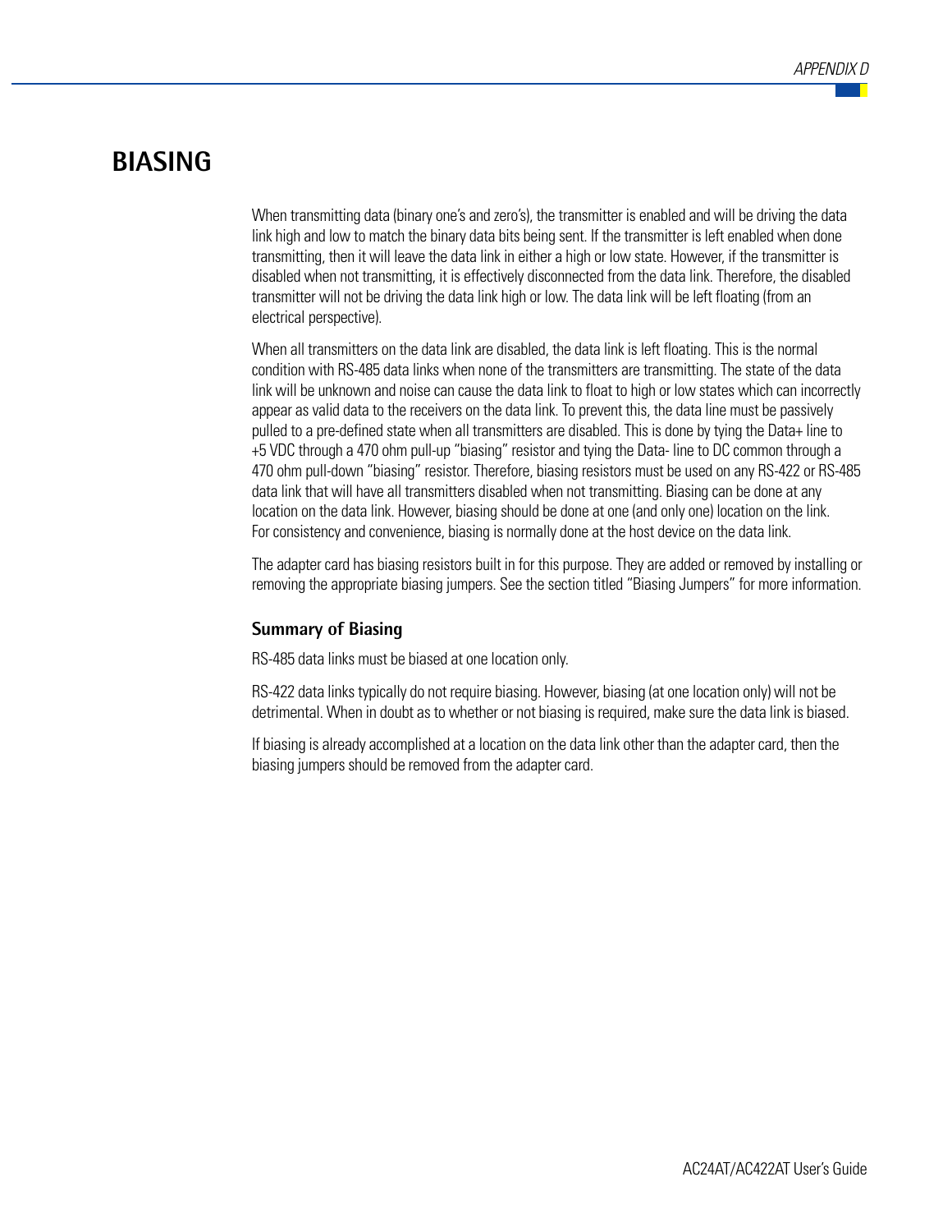# BIASING

When transmitting data (binary one's and zero's), the transmitter is enabled and will be driving the data link high and low to match the binary data bits being sent. If the transmitter is left enabled when done transmitting, then it will leave the data link in either a high or low state. However, if the transmitter is disabled when not transmitting, it is effectively disconnected from the data link. Therefore, the disabled transmitter will not be driving the data link high or low. The data link will be left floating (from an electrical perspective).

When all transmitters on the data link are disabled, the data link is left floating. This is the normal condition with RS-485 data links when none of the transmitters are transmitting. The state of the data link will be unknown and noise can cause the data link to float to high or low states which can incorrectly appear as valid data to the receivers on the data link. To prevent this, the data line must be passively pulled to a pre-defined state when all transmitters are disabled. This is done by tying the Data+ line to +5 VDC through a 470 ohm pull-up "biasing" resistor and tying the Data- line to DC common through a 470 ohm pull-down "biasing" resistor. Therefore, biasing resistors must be used on any RS-422 or RS-485 data link that will have all transmitters disabled when not transmitting. Biasing can be done at any location on the data link. However, biasing should be done at one (and only one) location on the link. For consistency and convenience, biasing is normally done at the host device on the data link.

The adapter card has biasing resistors built in for this purpose. They are added or removed by installing or removing the appropriate biasing jumpers. See the section titled "Biasing Jumpers" for more information.

### Summary of Biasing

RS-485 data links must be biased at one location only.

RS-422 data links typically do not require biasing. However, biasing (at one location only) will not be detrimental. When in doubt as to whether or not biasing is required, make sure the data link is biased.

If biasing is already accomplished at a location on the data link other than the adapter card, then the biasing jumpers should be removed from the adapter card.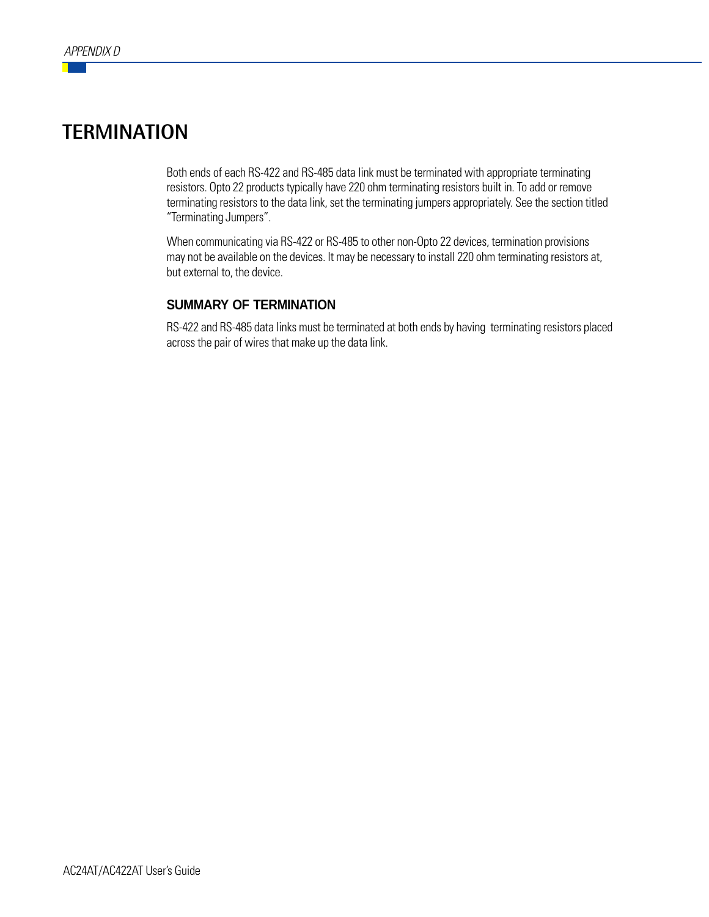# TERMINATION

Both ends of each RS-422 and RS-485 data link must be terminated with appropriate terminating resistors. Opto 22 products typically have 220 ohm terminating resistors built in. To add or remove terminating resistors to the data link, set the terminating jumpers appropriately. See the section titled "Terminating Jumpers".

When communicating via RS-422 or RS-485 to other non-Opto 22 devices, termination provisions may not be available on the devices. It may be necessary to install 220 ohm terminating resistors at, but external to, the device.

## SUMMARY OF TERMINATION

RS-422 and RS-485 data links must be terminated at both ends by having terminating resistors placed across the pair of wires that make up the data link.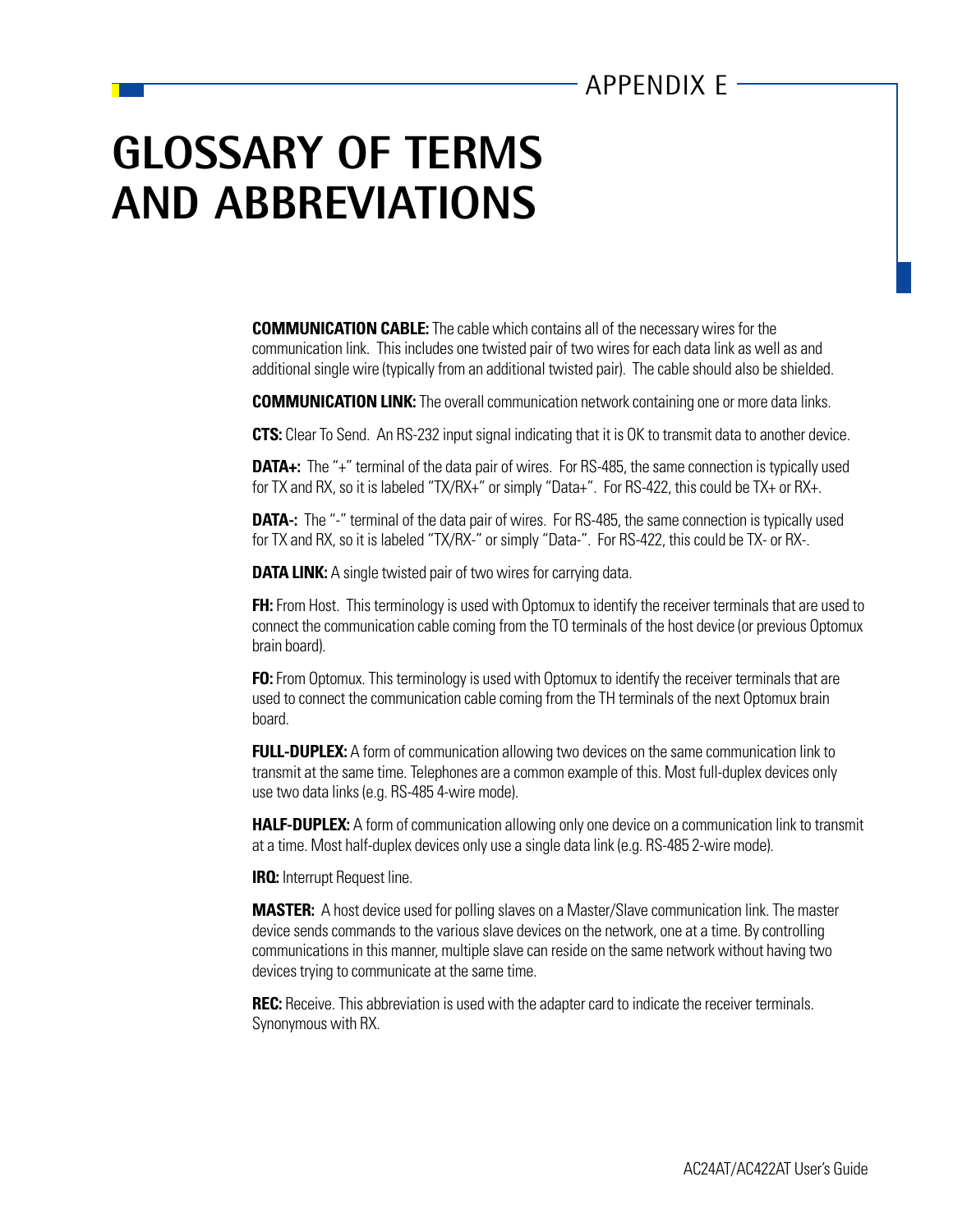APPENDIX E

# GLOSSARY OF TERMS AND ABBREVIATIONS

**COMMUNICATION CABLE:** The cable which contains all of the necessary wires for the communication link. This includes one twisted pair of two wires for each data link as well as and additional single wire (typically from an additional twisted pair). The cable should also be shielded.

**COMMUNICATION LINK:** The overall communication network containing one or more data links.

**CTS:** Clear To Send. An RS-232 input signal indicating that it is OK to transmit data to another device.

**DATA+:** The "+" terminal of the data pair of wires. For RS-485, the same connection is typically used for TX and RX, so it is labeled "TX/RX+" or simply "Data+". For RS-422, this could be TX+ or RX+.

**DATA-:** The "-" terminal of the data pair of wires. For RS-485, the same connection is typically used for TX and RX, so it is labeled "TX/RX-" or simply "Data-". For RS-422, this could be TX- or RX-.

**DATA LINK:** A single twisted pair of two wires for carrying data.

**FH:** From Host. This terminology is used with Optomux to identify the receiver terminals that are used to connect the communication cable coming from the TO terminals of the host device (or previous Optomux brain board).

**FO:** From Optomux. This terminology is used with Optomux to identify the receiver terminals that are used to connect the communication cable coming from the TH terminals of the next Optomux brain board.

**FULL-DUPLEX:** A form of communication allowing two devices on the same communication link to transmit at the same time. Telephones are a common example of this. Most full-duplex devices only use two data links (e.g. RS-485 4-wire mode).

**HALF-DUPLEX:** A form of communication allowing only one device on a communication link to transmit at a time. Most half-duplex devices only use a single data link (e.g. RS-485 2-wire mode).

**IRQ:** Interrupt Request line.

**MASTER:** A host device used for polling slaves on a Master/Slave communication link. The master device sends commands to the various slave devices on the network, one at a time. By controlling communications in this manner, multiple slave can reside on the same network without having two devices trying to communicate at the same time.

**REC:** Receive. This abbreviation is used with the adapter card to indicate the receiver terminals. Synonymous with RX.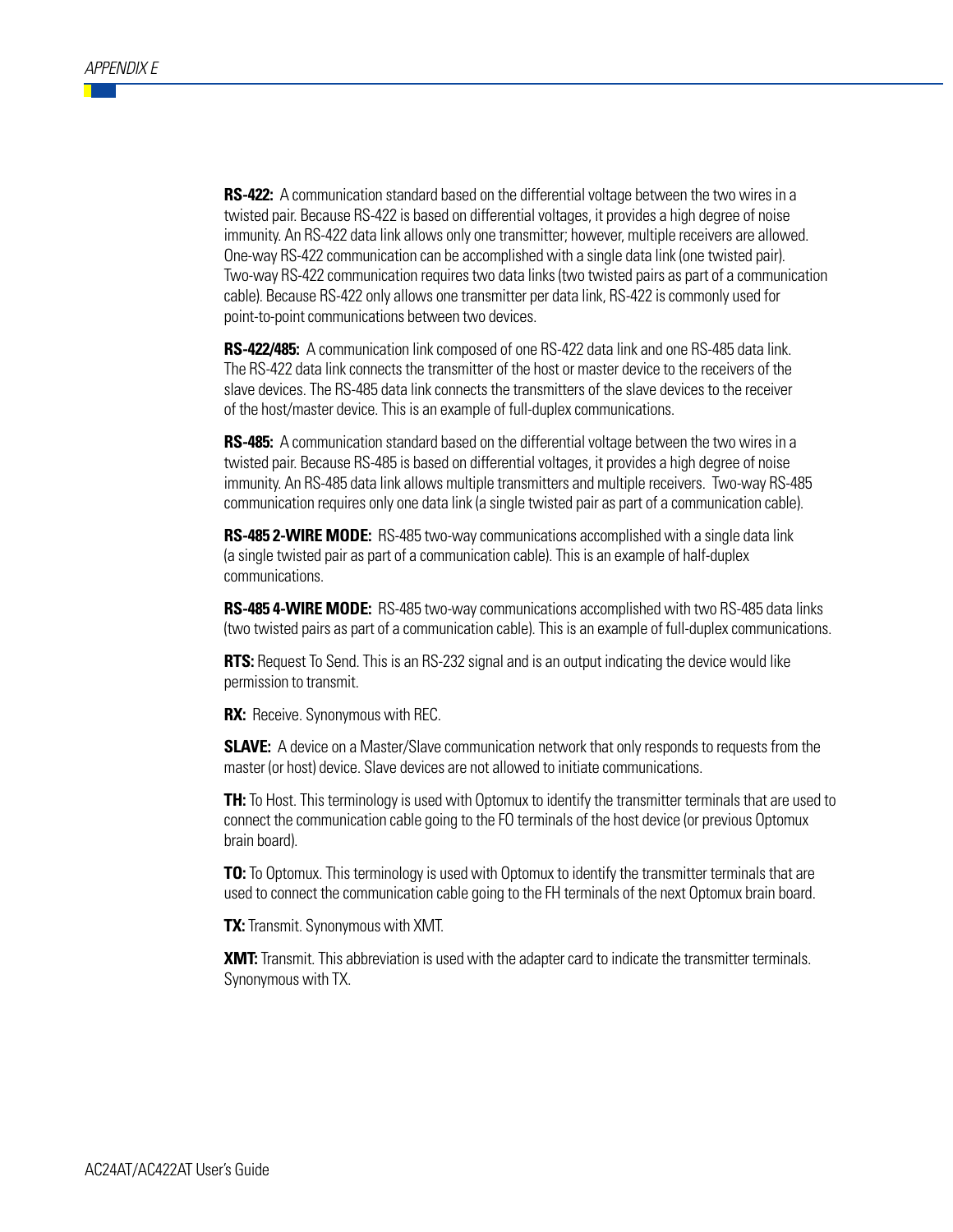**RS-422:** A communication standard based on the differential voltage between the two wires in a twisted pair. Because RS-422 is based on differential voltages, it provides a high degree of noise immunity. An RS-422 data link allows only one transmitter; however, multiple receivers are allowed. One-way RS-422 communication can be accomplished with a single data link (one twisted pair). Two-way RS-422 communication requires two data links (two twisted pairs as part of a communication cable). Because RS-422 only allows one transmitter per data link, RS-422 is commonly used for point-to-point communications between two devices.

**RS-422/485:** A communication link composed of one RS-422 data link and one RS-485 data link. The RS-422 data link connects the transmitter of the host or master device to the receivers of the slave devices. The RS-485 data link connects the transmitters of the slave devices to the receiver of the host/master device. This is an example of full-duplex communications.

**RS-485:** A communication standard based on the differential voltage between the two wires in a twisted pair. Because RS-485 is based on differential voltages, it provides a high degree of noise immunity. An RS-485 data link allows multiple transmitters and multiple receivers. Two-way RS-485 communication requires only one data link (a single twisted pair as part of a communication cable).

**RS-485 2-WIRE MODE:** RS-485 two-way communications accomplished with a single data link (a single twisted pair as part of a communication cable). This is an example of half-duplex communications.

**RS-485 4-WIRE MODE:** RS-485 two-way communications accomplished with two RS-485 data links (two twisted pairs as part of a communication cable). This is an example of full-duplex communications.

**RTS:** Request To Send. This is an RS-232 signal and is an output indicating the device would like permission to transmit.

**RX:** Receive. Synonymous with REC.

**SLAVE:** A device on a Master/Slave communication network that only responds to requests from the master (or host) device. Slave devices are not allowed to initiate communications.

**TH:** To Host. This terminology is used with Optomux to identify the transmitter terminals that are used to connect the communication cable going to the FO terminals of the host device (or previous Optomux brain board).

**TO:** To Optomux. This terminology is used with Optomux to identify the transmitter terminals that are used to connect the communication cable going to the FH terminals of the next Optomux brain board.

**TX:** Transmit. Synonymous with XMT.

**XMT:** Transmit. This abbreviation is used with the adapter card to indicate the transmitter terminals. Synonymous with TX.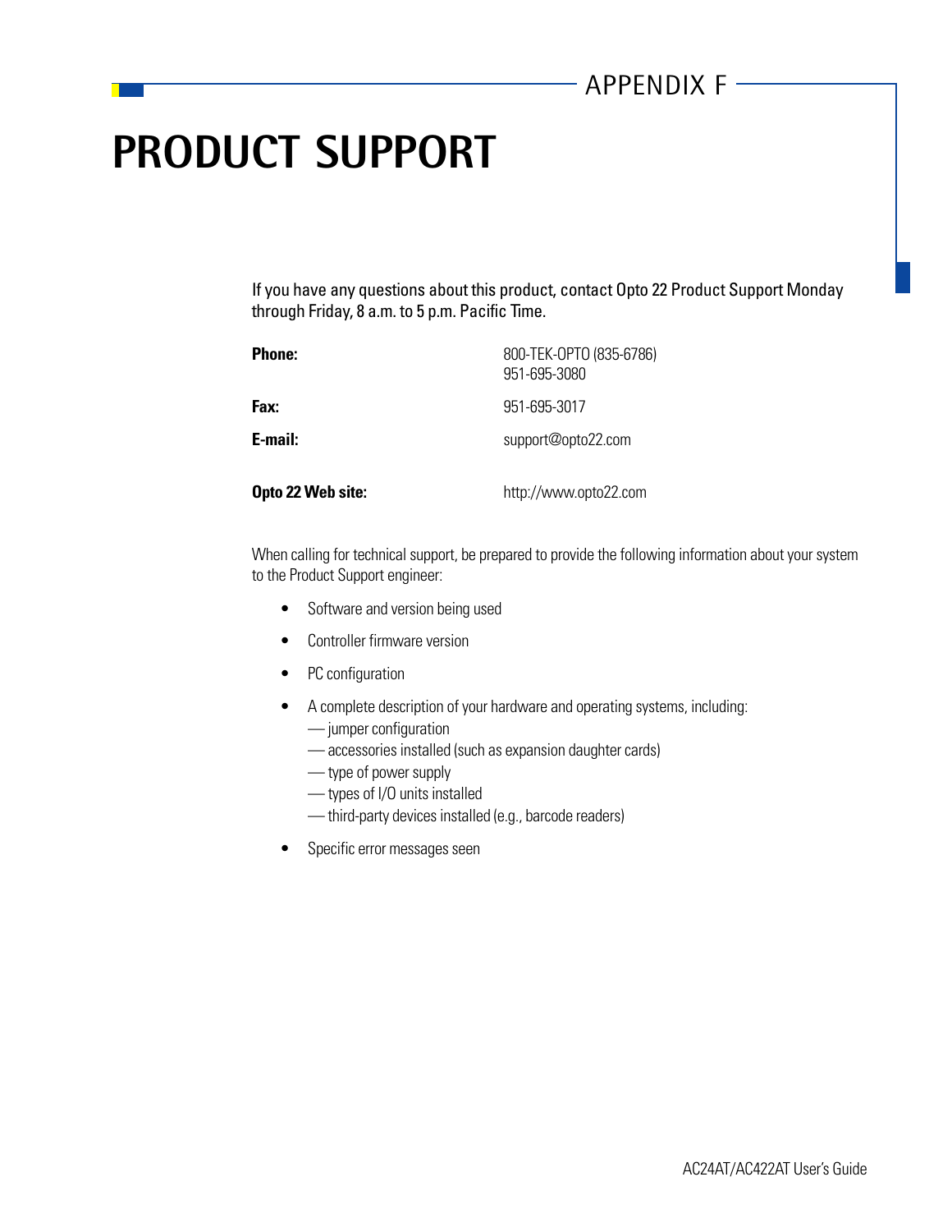APPENDIX F

# PRODUCT SUPPORT

If you have any questions about this product, contact Opto 22 Product Support Monday through Friday, 8 a.m. to 5 p.m. Pacific Time.

| | |
|---|---|
| **Phone:** | 800-TEK-OPTO (835-6786)<br>951-695-3080 |
| **Fax:** | 951-695-3017 |
| **E-mail:** | support@opto22.com |
| **Opto 22 Web site:** | http://www.opto22.com |

When calling for technical support, be prepared to provide the following information about your system to the Product Support engineer:

- Software and version being used
- Controller firmware version
- PC configuration
- A complete description of your hardware and operating systems, including:
  - — jumper configuration
  - — accessories installed (such as expansion daughter cards)
  - — type of power supply
  - — types of I/O units installed
  - — third-party devices installed (e.g., barcode readers)
- Specific error messages seen